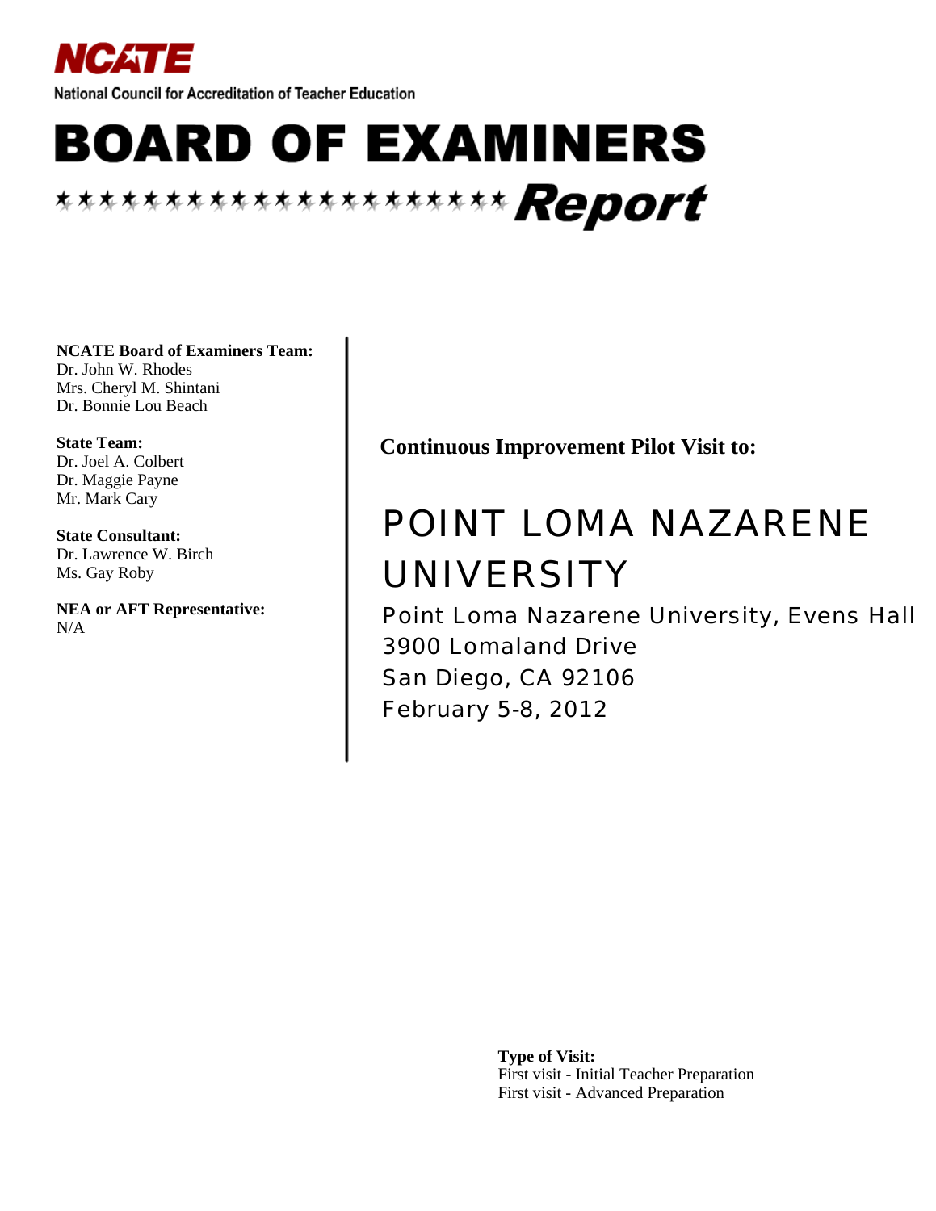**NCATE**

National Council for Accreditation of Teacher Education

# BOARD OF EXAMINERS

## Report

**NCATE Board of Examiners Team:**
Dr. John W. Rhodes
Mrs. Cheryl M. Shintani
Dr. Bonnie Lou Beach

**State Team:**
Dr. Joel A. Colbert
Dr. Maggie Payne
Mr. Mark Cary

**State Consultant:**
Dr. Lawrence W. Birch
Ms. Gay Roby

**NEA or AFT Representative:**
N/A

**Continuous Improvement Pilot Visit to:**

# POINT LOMA NAZARENE UNIVERSITY

Point Loma Nazarene University, Evens Hall
3900 Lomaland Drive
San Diego, CA 92106
February 5-8, 2012

**Type of Visit:**
First visit - Initial Teacher Preparation
First visit - Advanced Preparation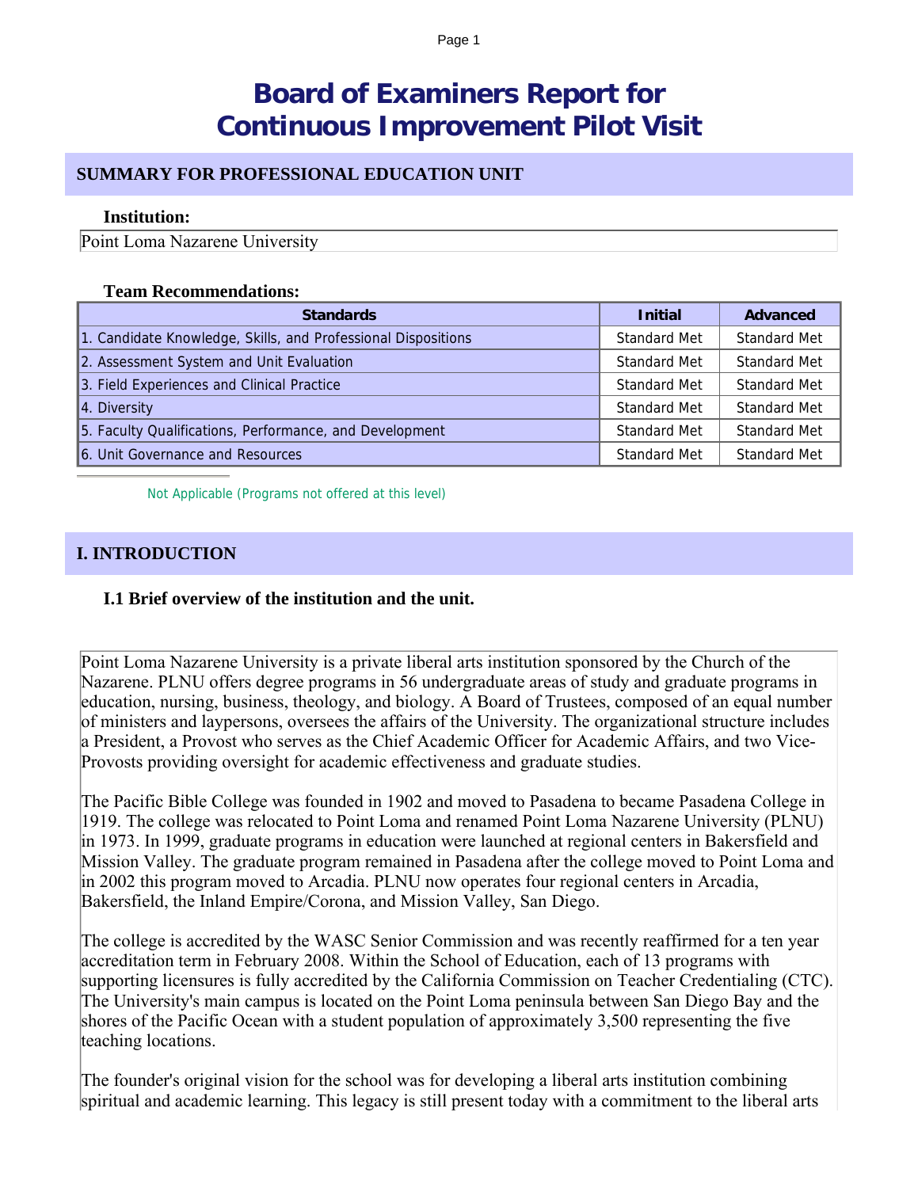# Board of Examiners Report for Continuous Improvement Pilot Visit

## SUMMARY FOR PROFESSIONAL EDUCATION UNIT

**Institution:**

Point Loma Nazarene University

**Team Recommendations:**

| Standards | Initial | Advanced |
|---|---|---|
| 1. Candidate Knowledge, Skills, and Professional Dispositions | Standard Met | Standard Met |
| 2. Assessment System and Unit Evaluation | Standard Met | Standard Met |
| 3. Field Experiences and Clinical Practice | Standard Met | Standard Met |
| 4. Diversity | Standard Met | Standard Met |
| 5. Faculty Qualifications, Performance, and Development | Standard Met | Standard Met |
| 6. Unit Governance and Resources | Standard Met | Standard Met |

Not Applicable (Programs not offered at this level)

## I. INTRODUCTION

### I.1 Brief overview of the institution and the unit.

Point Loma Nazarene University is a private liberal arts institution sponsored by the Church of the Nazarene. PLNU offers degree programs in 56 undergraduate areas of study and graduate programs in education, nursing, business, theology, and biology. A Board of Trustees, composed of an equal number of ministers and laypersons, oversees the affairs of the University. The organizational structure includes a President, a Provost who serves as the Chief Academic Officer for Academic Affairs, and two Vice-Provosts providing oversight for academic effectiveness and graduate studies.

The Pacific Bible College was founded in 1902 and moved to Pasadena to became Pasadena College in 1919. The college was relocated to Point Loma and renamed Point Loma Nazarene University (PLNU) in 1973. In 1999, graduate programs in education were launched at regional centers in Bakersfield and Mission Valley. The graduate program remained in Pasadena after the college moved to Point Loma and in 2002 this program moved to Arcadia. PLNU now operates four regional centers in Arcadia, Bakersfield, the Inland Empire/Corona, and Mission Valley, San Diego.

The college is accredited by the WASC Senior Commission and was recently reaffirmed for a ten year accreditation term in February 2008. Within the School of Education, each of 13 programs with supporting licensures is fully accredited by the California Commission on Teacher Credentialing (CTC). The University's main campus is located on the Point Loma peninsula between San Diego Bay and the shores of the Pacific Ocean with a student population of approximately 3,500 representing the five teaching locations.

The founder's original vision for the school was for developing a liberal arts institution combining spiritual and academic learning. This legacy is still present today with a commitment to the liberal arts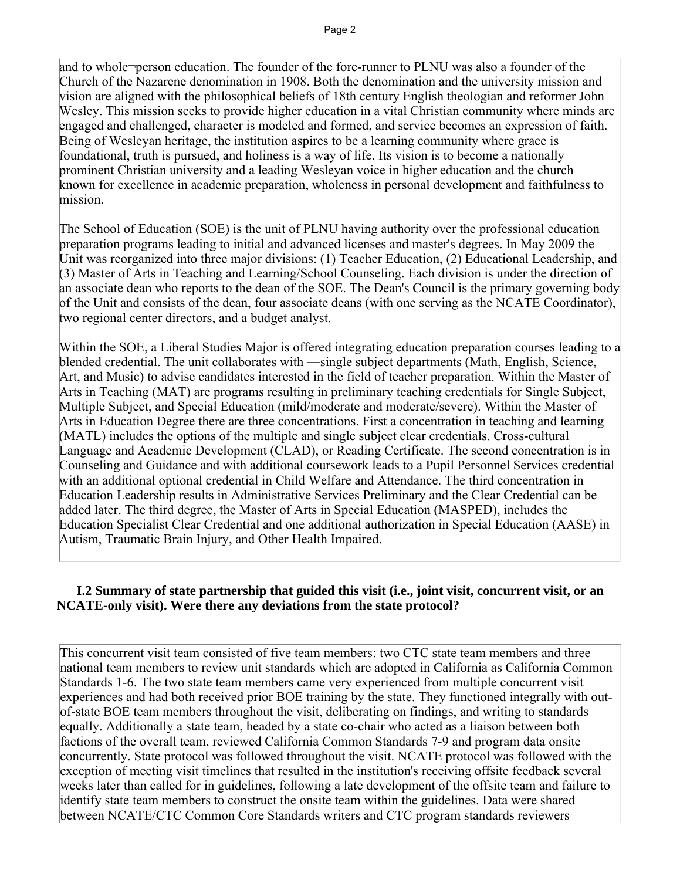and to whole¬person education. The founder of the fore-runner to PLNU was also a founder of the Church of the Nazarene denomination in 1908. Both the denomination and the university mission and vision are aligned with the philosophical beliefs of 18th century English theologian and reformer John Wesley. This mission seeks to provide higher education in a vital Christian community where minds are engaged and challenged, character is modeled and formed, and service becomes an expression of faith. Being of Wesleyan heritage, the institution aspires to be a learning community where grace is foundational, truth is pursued, and holiness is a way of life. Its vision is to become a nationally prominent Christian university and a leading Wesleyan voice in higher education and the church – known for excellence in academic preparation, wholeness in personal development and faithfulness to mission.

The School of Education (SOE) is the unit of PLNU having authority over the professional education preparation programs leading to initial and advanced licenses and master's degrees. In May 2009 the Unit was reorganized into three major divisions: (1) Teacher Education, (2) Educational Leadership, and (3) Master of Arts in Teaching and Learning/School Counseling. Each division is under the direction of an associate dean who reports to the dean of the SOE. The Dean's Council is the primary governing body of the Unit and consists of the dean, four associate deans (with one serving as the NCATE Coordinator), two regional center directors, and a budget analyst.

Within the SOE, a Liberal Studies Major is offered integrating education preparation courses leading to a blended credential. The unit collaborates with ―single subject departments (Math, English, Science, Art, and Music) to advise candidates interested in the field of teacher preparation. Within the Master of Arts in Teaching (MAT) are programs resulting in preliminary teaching credentials for Single Subject, Multiple Subject, and Special Education (mild/moderate and moderate/severe). Within the Master of Arts in Education Degree there are three concentrations. First a concentration in teaching and learning (MATL) includes the options of the multiple and single subject clear credentials. Cross-cultural Language and Academic Development (CLAD), or Reading Certificate. The second concentration is in Counseling and Guidance and with additional coursework leads to a Pupil Personnel Services credential with an additional optional credential in Child Welfare and Attendance. The third concentration in Education Leadership results in Administrative Services Preliminary and the Clear Credential can be added later. The third degree, the Master of Arts in Special Education (MASPED), includes the Education Specialist Clear Credential and one additional authorization in Special Education (AASE) in Autism, Traumatic Brain Injury, and Other Health Impaired.

**I.2 Summary of state partnership that guided this visit (i.e., joint visit, concurrent visit, or an NCATE-only visit). Were there any deviations from the state protocol?**

This concurrent visit team consisted of five team members: two CTC state team members and three national team members to review unit standards which are adopted in California as California Common Standards 1-6. The two state team members came very experienced from multiple concurrent visit experiences and had both received prior BOE training by the state. They functioned integrally with out-of-state BOE team members throughout the visit, deliberating on findings, and writing to standards equally. Additionally a state team, headed by a state co-chair who acted as a liaison between both factions of the overall team, reviewed California Common Standards 7-9 and program data onsite concurrently. State protocol was followed throughout the visit. NCATE protocol was followed with the exception of meeting visit timelines that resulted in the institution's receiving offsite feedback several weeks later than called for in guidelines, following a late development of the offsite team and failure to identify state team members to construct the onsite team within the guidelines. Data were shared between NCATE/CTC Common Core Standards writers and CTC program standards reviewers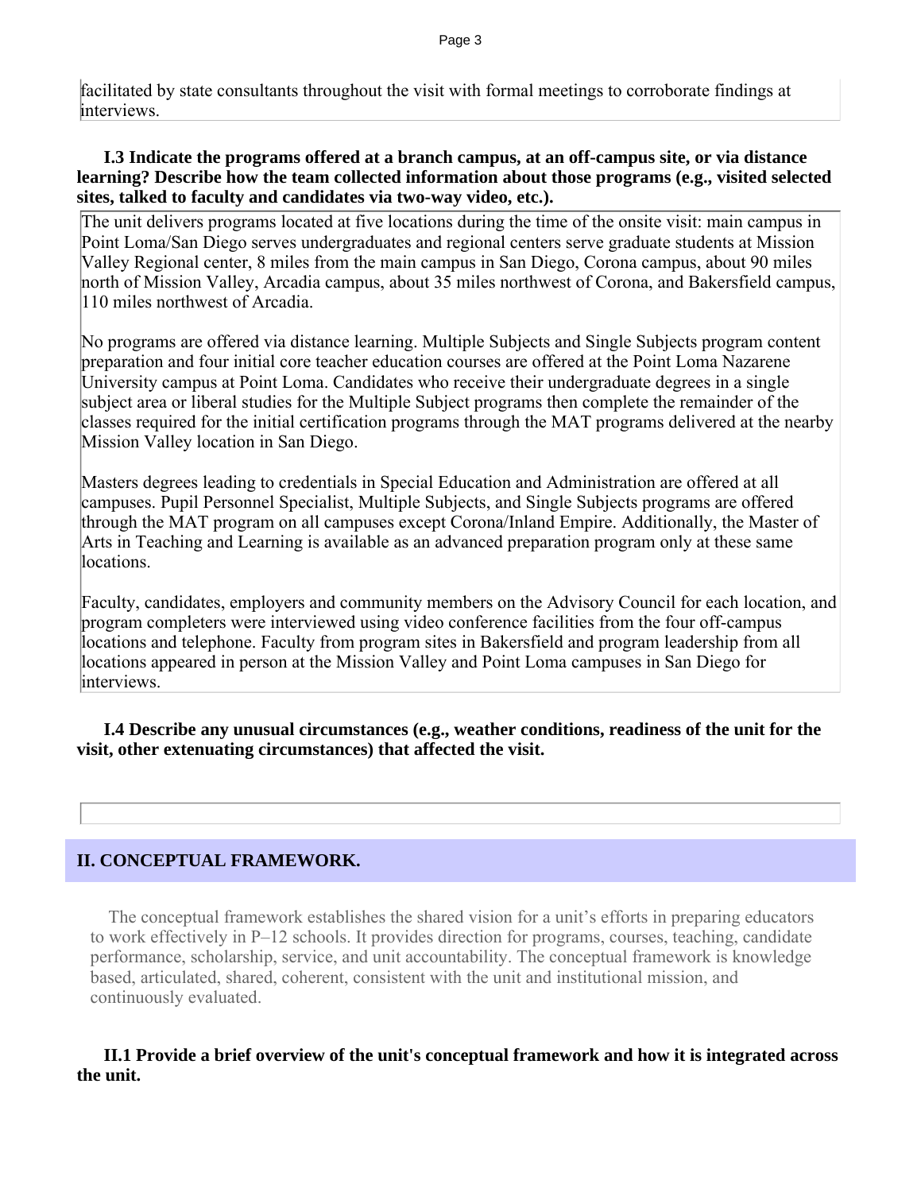facilitated by state consultants throughout the visit with formal meetings to corroborate findings at interviews.

**I.3 Indicate the programs offered at a branch campus, at an off-campus site, or via distance learning? Describe how the team collected information about those programs (e.g., visited selected sites, talked to faculty and candidates via two-way video, etc.).**

The unit delivers programs located at five locations during the time of the onsite visit: main campus in Point Loma/San Diego serves undergraduates and regional centers serve graduate students at Mission Valley Regional center, 8 miles from the main campus in San Diego, Corona campus, about 90 miles north of Mission Valley, Arcadia campus, about 35 miles northwest of Corona, and Bakersfield campus, 110 miles northwest of Arcadia.

No programs are offered via distance learning. Multiple Subjects and Single Subjects program content preparation and four initial core teacher education courses are offered at the Point Loma Nazarene University campus at Point Loma. Candidates who receive their undergraduate degrees in a single subject area or liberal studies for the Multiple Subject programs then complete the remainder of the classes required for the initial certification programs through the MAT programs delivered at the nearby Mission Valley location in San Diego.

Masters degrees leading to credentials in Special Education and Administration are offered at all campuses. Pupil Personnel Specialist, Multiple Subjects, and Single Subjects programs are offered through the MAT program on all campuses except Corona/Inland Empire. Additionally, the Master of Arts in Teaching and Learning is available as an advanced preparation program only at these same locations.

Faculty, candidates, employers and community members on the Advisory Council for each location, and program completers were interviewed using video conference facilities from the four off-campus locations and telephone. Faculty from program sites in Bakersfield and program leadership from all locations appeared in person at the Mission Valley and Point Loma campuses in San Diego for interviews.

**I.4 Describe any unusual circumstances (e.g., weather conditions, readiness of the unit for the visit, other extenuating circumstances) that affected the visit.**

## II. CONCEPTUAL FRAMEWORK.

The conceptual framework establishes the shared vision for a unit's efforts in preparing educators to work effectively in P–12 schools. It provides direction for programs, courses, teaching, candidate performance, scholarship, service, and unit accountability. The conceptual framework is knowledge based, articulated, shared, coherent, consistent with the unit and institutional mission, and continuously evaluated.

**II.1 Provide a brief overview of the unit's conceptual framework and how it is integrated across the unit.**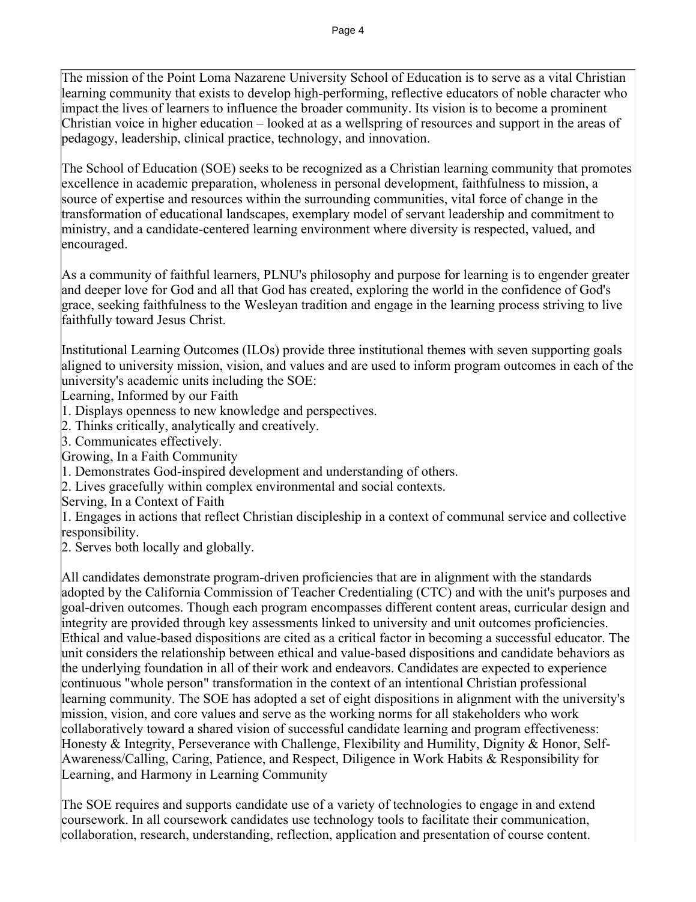The mission of the Point Loma Nazarene University School of Education is to serve as a vital Christian learning community that exists to develop high-performing, reflective educators of noble character who impact the lives of learners to influence the broader community. Its vision is to become a prominent Christian voice in higher education – looked at as a wellspring of resources and support in the areas of pedagogy, leadership, clinical practice, technology, and innovation.

The School of Education (SOE) seeks to be recognized as a Christian learning community that promotes excellence in academic preparation, wholeness in personal development, faithfulness to mission, a source of expertise and resources within the surrounding communities, vital force of change in the transformation of educational landscapes, exemplary model of servant leadership and commitment to ministry, and a candidate-centered learning environment where diversity is respected, valued, and encouraged.

As a community of faithful learners, PLNU's philosophy and purpose for learning is to engender greater and deeper love for God and all that God has created, exploring the world in the confidence of God's grace, seeking faithfulness to the Wesleyan tradition and engage in the learning process striving to live faithfully toward Jesus Christ.

Institutional Learning Outcomes (ILOs) provide three institutional themes with seven supporting goals aligned to university mission, vision, and values and are used to inform program outcomes in each of the university's academic units including the SOE:

Learning, Informed by our Faith

1. Displays openness to new knowledge and perspectives.
2. Thinks critically, analytically and creatively.
3. Communicates effectively.

Growing, In a Faith Community

1. Demonstrates God-inspired development and understanding of others.
2. Lives gracefully within complex environmental and social contexts.

Serving, In a Context of Faith

1. Engages in actions that reflect Christian discipleship in a context of communal service and collective responsibility.
2. Serves both locally and globally.

All candidates demonstrate program-driven proficiencies that are in alignment with the standards adopted by the California Commission of Teacher Credentialing (CTC) and with the unit's purposes and goal-driven outcomes. Though each program encompasses different content areas, curricular design and integrity are provided through key assessments linked to university and unit outcomes proficiencies. Ethical and value-based dispositions are cited as a critical factor in becoming a successful educator. The unit considers the relationship between ethical and value-based dispositions and candidate behaviors as the underlying foundation in all of their work and endeavors. Candidates are expected to experience continuous "whole person" transformation in the context of an intentional Christian professional learning community. The SOE has adopted a set of eight dispositions in alignment with the university's mission, vision, and core values and serve as the working norms for all stakeholders who work collaboratively toward a shared vision of successful candidate learning and program effectiveness: Honesty & Integrity, Perseverance with Challenge, Flexibility and Humility, Dignity & Honor, Self-Awareness/Calling, Caring, Patience, and Respect, Diligence in Work Habits & Responsibility for Learning, and Harmony in Learning Community

The SOE requires and supports candidate use of a variety of technologies to engage in and extend coursework. In all coursework candidates use technology tools to facilitate their communication, collaboration, research, understanding, reflection, application and presentation of course content.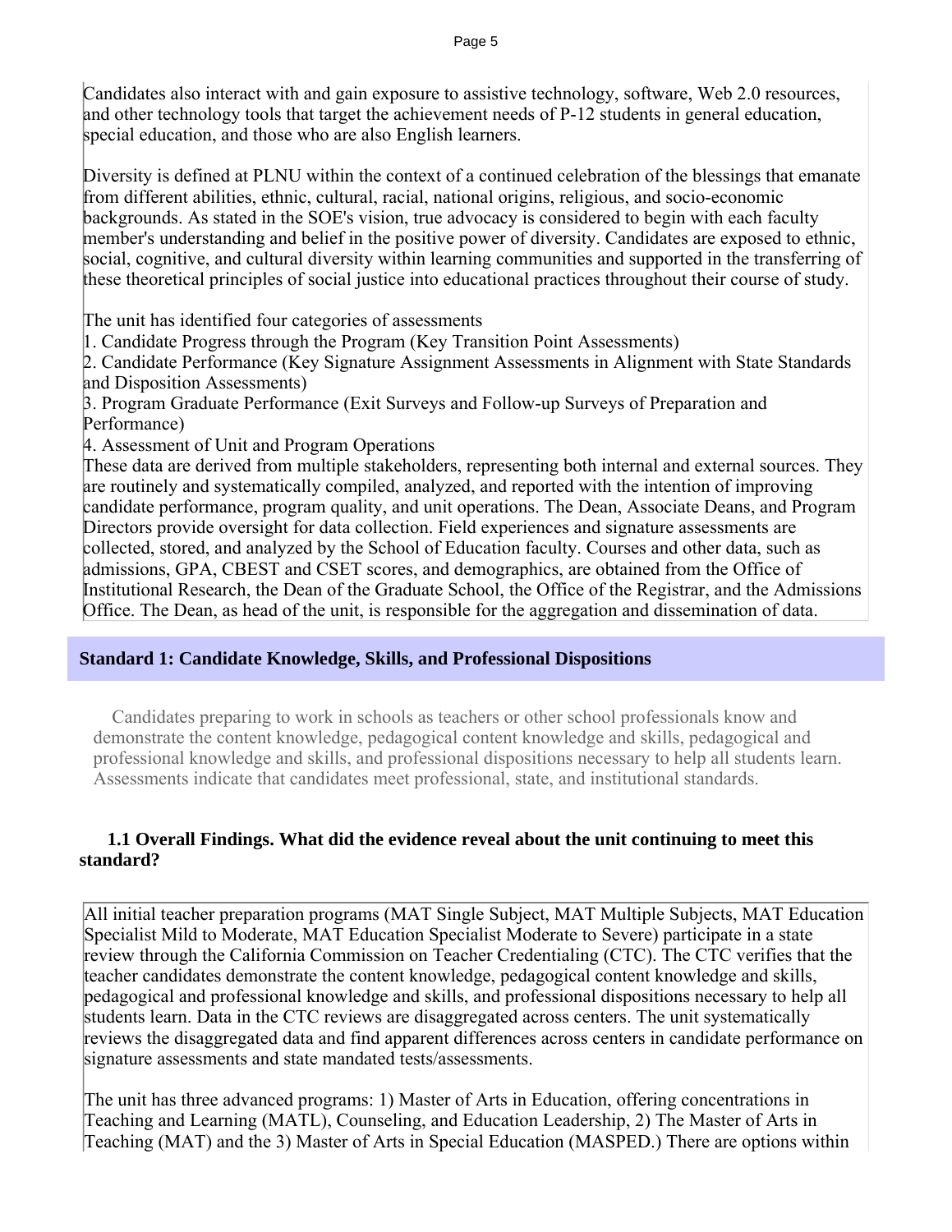Candidates also interact with and gain exposure to assistive technology, software, Web 2.0 resources, and other technology tools that target the achievement needs of P-12 students in general education, special education, and those who are also English learners.

Diversity is defined at PLNU within the context of a continued celebration of the blessings that emanate from different abilities, ethnic, cultural, racial, national origins, religious, and socio-economic backgrounds. As stated in the SOE's vision, true advocacy is considered to begin with each faculty member's understanding and belief in the positive power of diversity. Candidates are exposed to ethnic, social, cognitive, and cultural diversity within learning communities and supported in the transferring of these theoretical principles of social justice into educational practices throughout their course of study.

The unit has identified four categories of assessments
1. Candidate Progress through the Program (Key Transition Point Assessments)
2. Candidate Performance (Key Signature Assignment Assessments in Alignment with State Standards and Disposition Assessments)
3. Program Graduate Performance (Exit Surveys and Follow-up Surveys of Preparation and Performance)
4. Assessment of Unit and Program Operations

These data are derived from multiple stakeholders, representing both internal and external sources. They are routinely and systematically compiled, analyzed, and reported with the intention of improving candidate performance, program quality, and unit operations. The Dean, Associate Deans, and Program Directors provide oversight for data collection. Field experiences and signature assessments are collected, stored, and analyzed by the School of Education faculty. Courses and other data, such as admissions, GPA, CBEST and CSET scores, and demographics, are obtained from the Office of Institutional Research, the Dean of the Graduate School, the Office of the Registrar, and the Admissions Office. The Dean, as head of the unit, is responsible for the aggregation and dissemination of data.

## Standard 1: Candidate Knowledge, Skills, and Professional Dispositions

Candidates preparing to work in schools as teachers or other school professionals know and demonstrate the content knowledge, pedagogical content knowledge and skills, pedagogical and professional knowledge and skills, and professional dispositions necessary to help all students learn. Assessments indicate that candidates meet professional, state, and institutional standards.

### 1.1 Overall Findings. What did the evidence reveal about the unit continuing to meet this standard?

All initial teacher preparation programs (MAT Single Subject, MAT Multiple Subjects, MAT Education Specialist Mild to Moderate, MAT Education Specialist Moderate to Severe) participate in a state review through the California Commission on Teacher Credentialing (CTC). The CTC verifies that the teacher candidates demonstrate the content knowledge, pedagogical content knowledge and skills, pedagogical and professional knowledge and skills, and professional dispositions necessary to help all students learn. Data in the CTC reviews are disaggregated across centers. The unit systematically reviews the disaggregated data and find apparent differences across centers in candidate performance on signature assessments and state mandated tests/assessments.

The unit has three advanced programs: 1) Master of Arts in Education, offering concentrations in Teaching and Learning (MATL), Counseling, and Education Leadership, 2) The Master of Arts in Teaching (MAT) and the 3) Master of Arts in Special Education (MASPED.) There are options within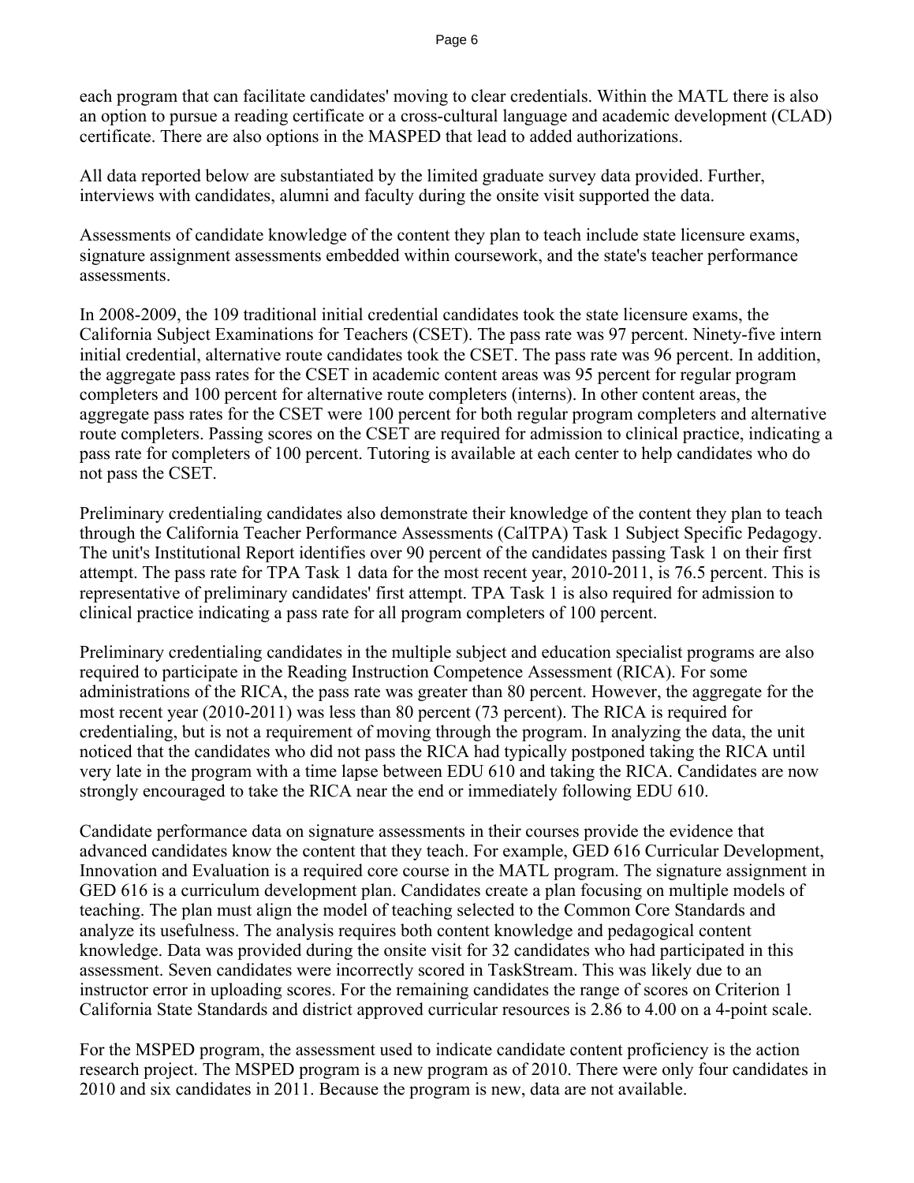each program that can facilitate candidates' moving to clear credentials. Within the MATL there is also an option to pursue a reading certificate or a cross-cultural language and academic development (CLAD) certificate. There are also options in the MASPED that lead to added authorizations.

All data reported below are substantiated by the limited graduate survey data provided. Further, interviews with candidates, alumni and faculty during the onsite visit supported the data.

Assessments of candidate knowledge of the content they plan to teach include state licensure exams, signature assignment assessments embedded within coursework, and the state's teacher performance assessments.

In 2008-2009, the 109 traditional initial credential candidates took the state licensure exams, the California Subject Examinations for Teachers (CSET). The pass rate was 97 percent. Ninety-five intern initial credential, alternative route candidates took the CSET. The pass rate was 96 percent. In addition, the aggregate pass rates for the CSET in academic content areas was 95 percent for regular program completers and 100 percent for alternative route completers (interns). In other content areas, the aggregate pass rates for the CSET were 100 percent for both regular program completers and alternative route completers. Passing scores on the CSET are required for admission to clinical practice, indicating a pass rate for completers of 100 percent. Tutoring is available at each center to help candidates who do not pass the CSET.

Preliminary credentialing candidates also demonstrate their knowledge of the content they plan to teach through the California Teacher Performance Assessments (CalTPA) Task 1 Subject Specific Pedagogy. The unit's Institutional Report identifies over 90 percent of the candidates passing Task 1 on their first attempt. The pass rate for TPA Task 1 data for the most recent year, 2010-2011, is 76.5 percent. This is representative of preliminary candidates' first attempt. TPA Task 1 is also required for admission to clinical practice indicating a pass rate for all program completers of 100 percent.

Preliminary credentialing candidates in the multiple subject and education specialist programs are also required to participate in the Reading Instruction Competence Assessment (RICA). For some administrations of the RICA, the pass rate was greater than 80 percent. However, the aggregate for the most recent year (2010-2011) was less than 80 percent (73 percent). The RICA is required for credentialing, but is not a requirement of moving through the program. In analyzing the data, the unit noticed that the candidates who did not pass the RICA had typically postponed taking the RICA until very late in the program with a time lapse between EDU 610 and taking the RICA. Candidates are now strongly encouraged to take the RICA near the end or immediately following EDU 610.

Candidate performance data on signature assessments in their courses provide the evidence that advanced candidates know the content that they teach. For example, GED 616 Curricular Development, Innovation and Evaluation is a required core course in the MATL program. The signature assignment in GED 616 is a curriculum development plan. Candidates create a plan focusing on multiple models of teaching. The plan must align the model of teaching selected to the Common Core Standards and analyze its usefulness. The analysis requires both content knowledge and pedagogical content knowledge. Data was provided during the onsite visit for 32 candidates who had participated in this assessment. Seven candidates were incorrectly scored in TaskStream. This was likely due to an instructor error in uploading scores. For the remaining candidates the range of scores on Criterion 1 California State Standards and district approved curricular resources is 2.86 to 4.00 on a 4-point scale.

For the MSPED program, the assessment used to indicate candidate content proficiency is the action research project. The MSPED program is a new program as of 2010. There were only four candidates in 2010 and six candidates in 2011. Because the program is new, data are not available.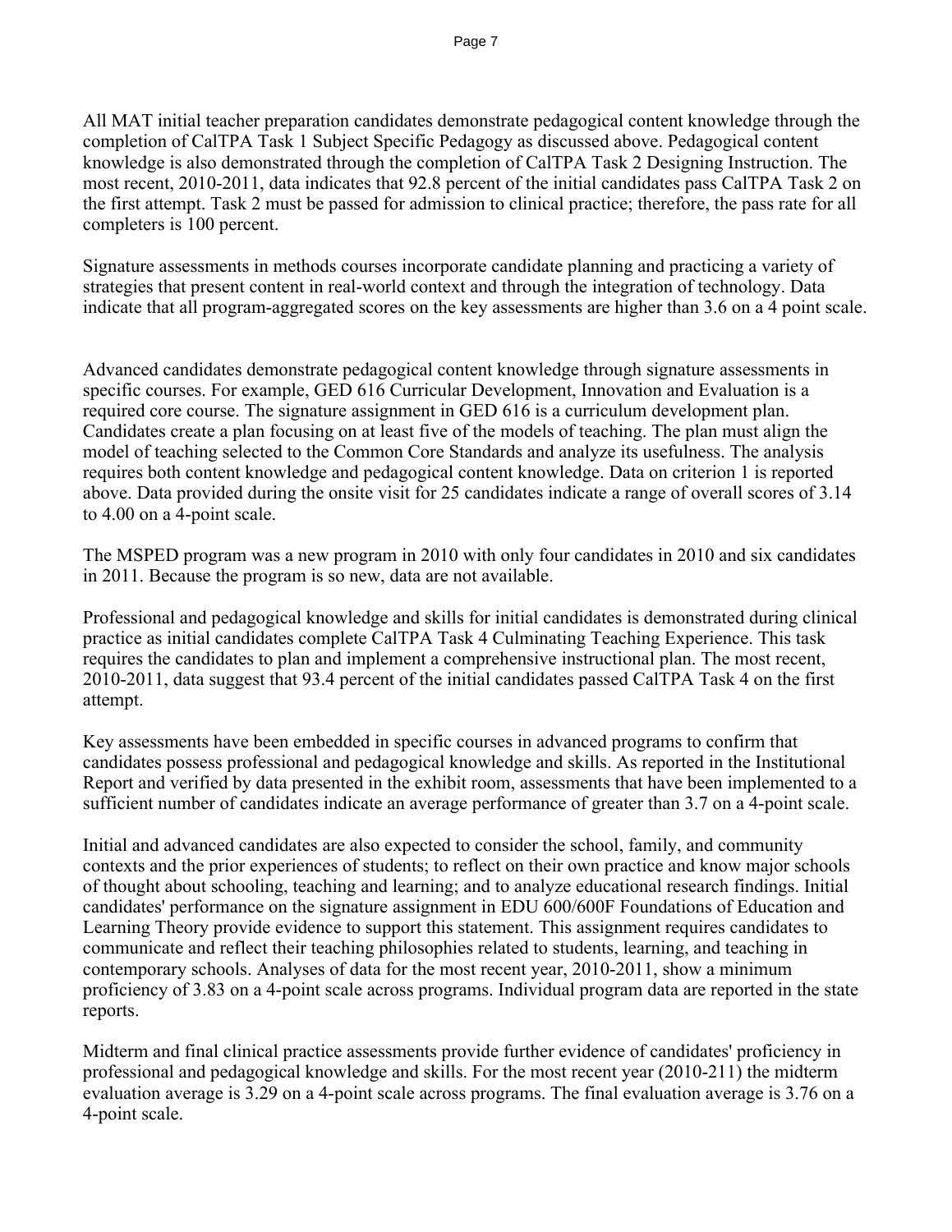All MAT initial teacher preparation candidates demonstrate pedagogical content knowledge through the completion of CalTPA Task 1 Subject Specific Pedagogy as discussed above. Pedagogical content knowledge is also demonstrated through the completion of CalTPA Task 2 Designing Instruction. The most recent, 2010-2011, data indicates that 92.8 percent of the initial candidates pass CalTPA Task 2 on the first attempt. Task 2 must be passed for admission to clinical practice; therefore, the pass rate for all completers is 100 percent.

Signature assessments in methods courses incorporate candidate planning and practicing a variety of strategies that present content in real-world context and through the integration of technology. Data indicate that all program-aggregated scores on the key assessments are higher than 3.6 on a 4 point scale.

Advanced candidates demonstrate pedagogical content knowledge through signature assessments in specific courses. For example, GED 616 Curricular Development, Innovation and Evaluation is a required core course. The signature assignment in GED 616 is a curriculum development plan. Candidates create a plan focusing on at least five of the models of teaching. The plan must align the model of teaching selected to the Common Core Standards and analyze its usefulness. The analysis requires both content knowledge and pedagogical content knowledge. Data on criterion 1 is reported above. Data provided during the onsite visit for 25 candidates indicate a range of overall scores of 3.14 to 4.00 on a 4-point scale.

The MSPED program was a new program in 2010 with only four candidates in 2010 and six candidates in 2011. Because the program is so new, data are not available.

Professional and pedagogical knowledge and skills for initial candidates is demonstrated during clinical practice as initial candidates complete CalTPA Task 4 Culminating Teaching Experience. This task requires the candidates to plan and implement a comprehensive instructional plan. The most recent, 2010-2011, data suggest that 93.4 percent of the initial candidates passed CalTPA Task 4 on the first attempt.

Key assessments have been embedded in specific courses in advanced programs to confirm that candidates possess professional and pedagogical knowledge and skills. As reported in the Institutional Report and verified by data presented in the exhibit room, assessments that have been implemented to a sufficient number of candidates indicate an average performance of greater than 3.7 on a 4-point scale.

Initial and advanced candidates are also expected to consider the school, family, and community contexts and the prior experiences of students; to reflect on their own practice and know major schools of thought about schooling, teaching and learning; and to analyze educational research findings. Initial candidates' performance on the signature assignment in EDU 600/600F Foundations of Education and Learning Theory provide evidence to support this statement. This assignment requires candidates to communicate and reflect their teaching philosophies related to students, learning, and teaching in contemporary schools. Analyses of data for the most recent year, 2010-2011, show a minimum proficiency of 3.83 on a 4-point scale across programs. Individual program data are reported in the state reports.

Midterm and final clinical practice assessments provide further evidence of candidates' proficiency in professional and pedagogical knowledge and skills. For the most recent year (2010-211) the midterm evaluation average is 3.29 on a 4-point scale across programs. The final evaluation average is 3.76 on a 4-point scale.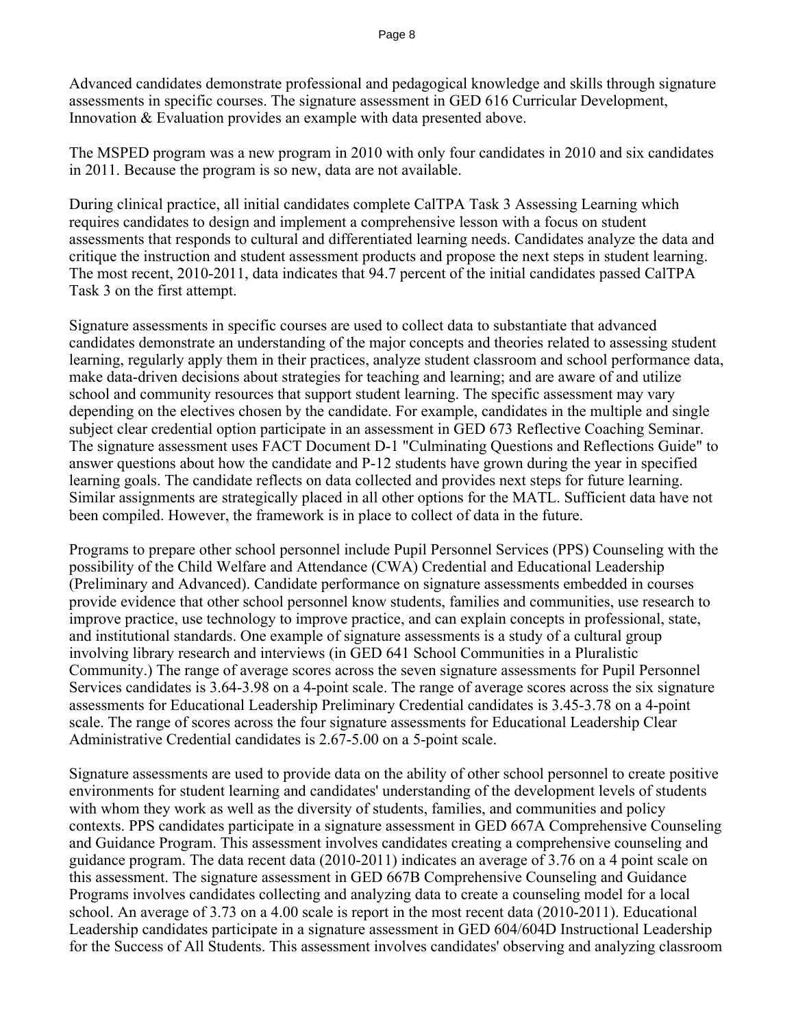Advanced candidates demonstrate professional and pedagogical knowledge and skills through signature assessments in specific courses. The signature assessment in GED 616 Curricular Development, Innovation & Evaluation provides an example with data presented above.

The MSPED program was a new program in 2010 with only four candidates in 2010 and six candidates in 2011. Because the program is so new, data are not available.

During clinical practice, all initial candidates complete CalTPA Task 3 Assessing Learning which requires candidates to design and implement a comprehensive lesson with a focus on student assessments that responds to cultural and differentiated learning needs. Candidates analyze the data and critique the instruction and student assessment products and propose the next steps in student learning. The most recent, 2010-2011, data indicates that 94.7 percent of the initial candidates passed CalTPA Task 3 on the first attempt.

Signature assessments in specific courses are used to collect data to substantiate that advanced candidates demonstrate an understanding of the major concepts and theories related to assessing student learning, regularly apply them in their practices, analyze student classroom and school performance data, make data-driven decisions about strategies for teaching and learning; and are aware of and utilize school and community resources that support student learning. The specific assessment may vary depending on the electives chosen by the candidate. For example, candidates in the multiple and single subject clear credential option participate in an assessment in GED 673 Reflective Coaching Seminar. The signature assessment uses FACT Document D-1 "Culminating Questions and Reflections Guide" to answer questions about how the candidate and P-12 students have grown during the year in specified learning goals. The candidate reflects on data collected and provides next steps for future learning. Similar assignments are strategically placed in all other options for the MATL. Sufficient data have not been compiled. However, the framework is in place to collect of data in the future.

Programs to prepare other school personnel include Pupil Personnel Services (PPS) Counseling with the possibility of the Child Welfare and Attendance (CWA) Credential and Educational Leadership (Preliminary and Advanced). Candidate performance on signature assessments embedded in courses provide evidence that other school personnel know students, families and communities, use research to improve practice, use technology to improve practice, and can explain concepts in professional, state, and institutional standards. One example of signature assessments is a study of a cultural group involving library research and interviews (in GED 641 School Communities in a Pluralistic Community.) The range of average scores across the seven signature assessments for Pupil Personnel Services candidates is 3.64-3.98 on a 4-point scale. The range of average scores across the six signature assessments for Educational Leadership Preliminary Credential candidates is 3.45-3.78 on a 4-point scale. The range of scores across the four signature assessments for Educational Leadership Clear Administrative Credential candidates is 2.67-5.00 on a 5-point scale.

Signature assessments are used to provide data on the ability of other school personnel to create positive environments for student learning and candidates' understanding of the development levels of students with whom they work as well as the diversity of students, families, and communities and policy contexts. PPS candidates participate in a signature assessment in GED 667A Comprehensive Counseling and Guidance Program. This assessment involves candidates creating a comprehensive counseling and guidance program. The data recent data (2010-2011) indicates an average of 3.76 on a 4 point scale on this assessment. The signature assessment in GED 667B Comprehensive Counseling and Guidance Programs involves candidates collecting and analyzing data to create a counseling model for a local school. An average of 3.73 on a 4.00 scale is report in the most recent data (2010-2011). Educational Leadership candidates participate in a signature assessment in GED 604/604D Instructional Leadership for the Success of All Students. This assessment involves candidates' observing and analyzing classroom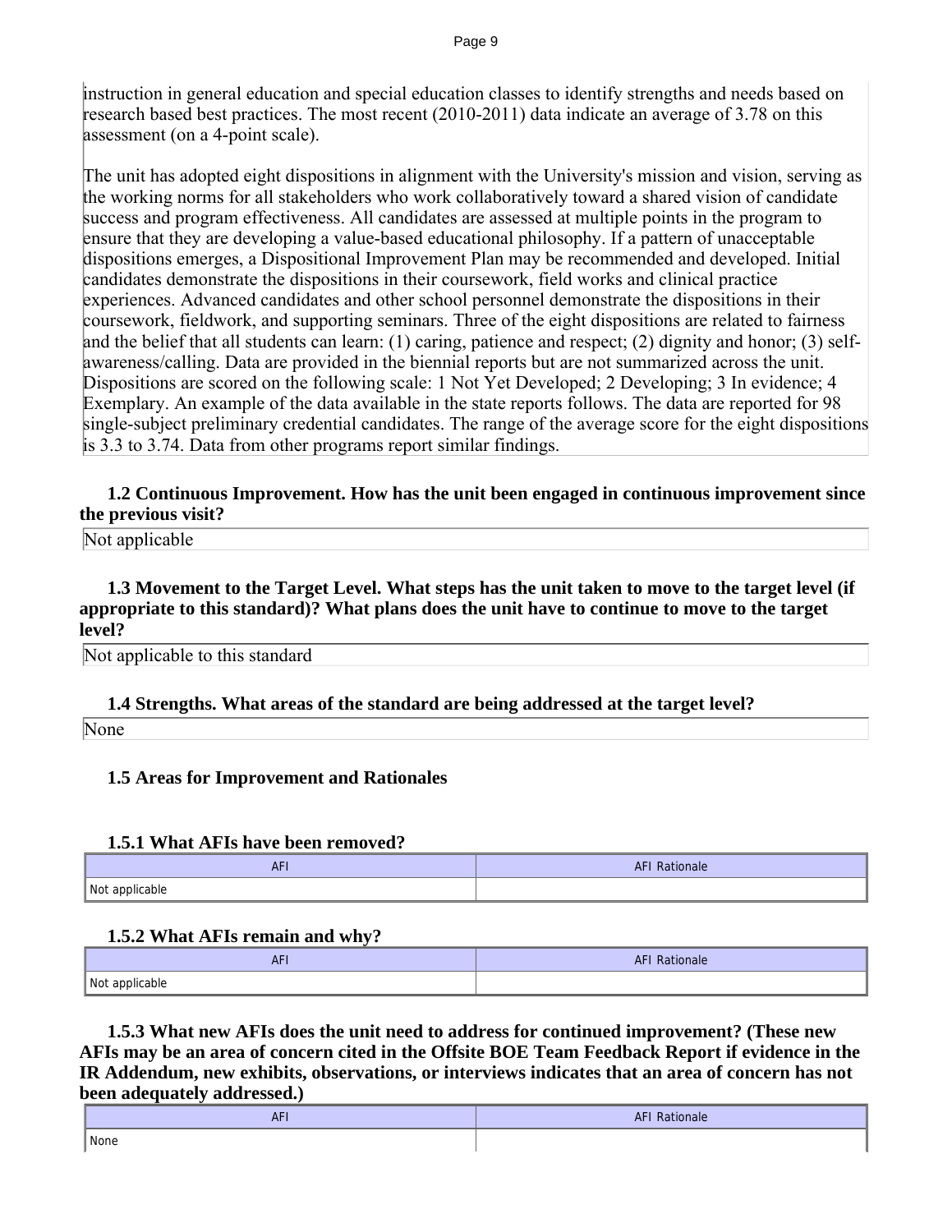instruction in general education and special education classes to identify strengths and needs based on research based best practices. The most recent (2010-2011) data indicate an average of 3.78 on this assessment (on a 4-point scale).

The unit has adopted eight dispositions in alignment with the University's mission and vision, serving as the working norms for all stakeholders who work collaboratively toward a shared vision of candidate success and program effectiveness. All candidates are assessed at multiple points in the program to ensure that they are developing a value-based educational philosophy. If a pattern of unacceptable dispositions emerges, a Dispositional Improvement Plan may be recommended and developed. Initial candidates demonstrate the dispositions in their coursework, field works and clinical practice experiences. Advanced candidates and other school personnel demonstrate the dispositions in their coursework, fieldwork, and supporting seminars. Three of the eight dispositions are related to fairness and the belief that all students can learn: (1) caring, patience and respect; (2) dignity and honor; (3) self-awareness/calling. Data are provided in the biennial reports but are not summarized across the unit. Dispositions are scored on the following scale: 1 Not Yet Developed; 2 Developing; 3 In evidence; 4 Exemplary. An example of the data available in the state reports follows. The data are reported for 98 single-subject preliminary credential candidates. The range of the average score for the eight dispositions is 3.3 to 3.74. Data from other programs report similar findings.

### 1.2 Continuous Improvement. How has the unit been engaged in continuous improvement since the previous visit?

Not applicable

### 1.3 Movement to the Target Level. What steps has the unit taken to move to the target level (if appropriate to this standard)? What plans does the unit have to continue to move to the target level?

Not applicable to this standard

### 1.4 Strengths. What areas of the standard are being addressed at the target level?

None

### 1.5 Areas for Improvement and Rationales

#### 1.5.1 What AFIs have been removed?

| AFI | AFI Rationale |
|---|---|
| Not applicable | |

#### 1.5.2 What AFIs remain and why?

| AFI | AFI Rationale |
|---|---|
| Not applicable | |

#### 1.5.3 What new AFIs does the unit need to address for continued improvement? (These new AFIs may be an area of concern cited in the Offsite BOE Team Feedback Report if evidence in the IR Addendum, new exhibits, observations, or interviews indicates that an area of concern has not been adequately addressed.)

| AFI | AFI Rationale |
|---|---|
| None | |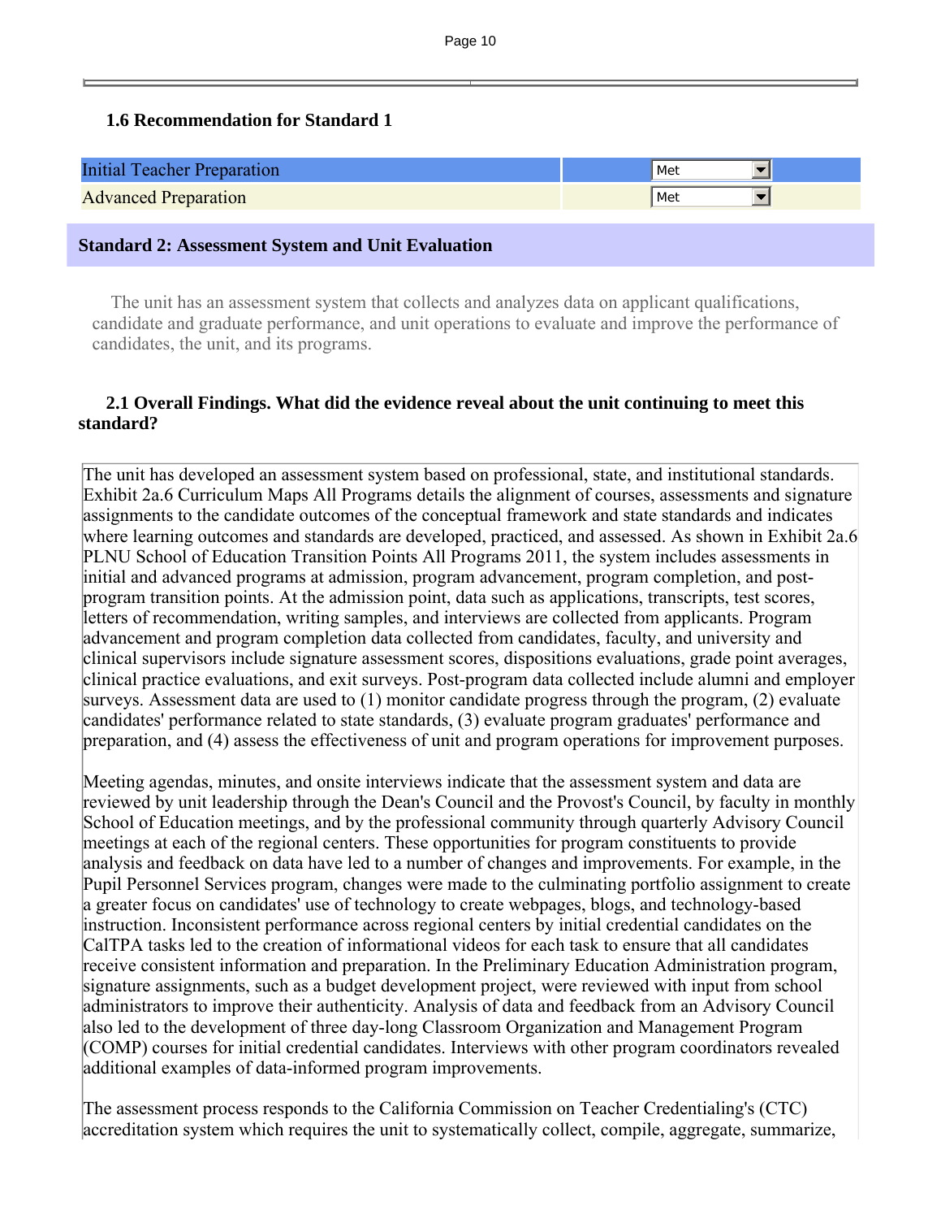### 1.6 Recommendation for Standard 1

| | |
|---|---|
| Initial Teacher Preparation | Met |
| Advanced Preparation | Met |

## Standard 2: Assessment System and Unit Evaluation

The unit has an assessment system that collects and analyzes data on applicant qualifications, candidate and graduate performance, and unit operations to evaluate and improve the performance of candidates, the unit, and its programs.

### 2.1 Overall Findings. What did the evidence reveal about the unit continuing to meet this standard?

The unit has developed an assessment system based on professional, state, and institutional standards. Exhibit 2a.6 Curriculum Maps All Programs details the alignment of courses, assessments and signature assignments to the candidate outcomes of the conceptual framework and state standards and indicates where learning outcomes and standards are developed, practiced, and assessed. As shown in Exhibit 2a.6 PLNU School of Education Transition Points All Programs 2011, the system includes assessments in initial and advanced programs at admission, program advancement, program completion, and post-program transition points. At the admission point, data such as applications, transcripts, test scores, letters of recommendation, writing samples, and interviews are collected from applicants. Program advancement and program completion data collected from candidates, faculty, and university and clinical supervisors include signature assessment scores, dispositions evaluations, grade point averages, clinical practice evaluations, and exit surveys. Post-program data collected include alumni and employer surveys. Assessment data are used to (1) monitor candidate progress through the program, (2) evaluate candidates' performance related to state standards, (3) evaluate program graduates' performance and preparation, and (4) assess the effectiveness of unit and program operations for improvement purposes.

Meeting agendas, minutes, and onsite interviews indicate that the assessment system and data are reviewed by unit leadership through the Dean's Council and the Provost's Council, by faculty in monthly School of Education meetings, and by the professional community through quarterly Advisory Council meetings at each of the regional centers. These opportunities for program constituents to provide analysis and feedback on data have led to a number of changes and improvements. For example, in the Pupil Personnel Services program, changes were made to the culminating portfolio assignment to create a greater focus on candidates' use of technology to create webpages, blogs, and technology-based instruction. Inconsistent performance across regional centers by initial credential candidates on the CalTPA tasks led to the creation of informational videos for each task to ensure that all candidates receive consistent information and preparation. In the Preliminary Education Administration program, signature assignments, such as a budget development project, were reviewed with input from school administrators to improve their authenticity. Analysis of data and feedback from an Advisory Council also led to the development of three day-long Classroom Organization and Management Program (COMP) courses for initial credential candidates. Interviews with other program coordinators revealed additional examples of data-informed program improvements.

The assessment process responds to the California Commission on Teacher Credentialing's (CTC) accreditation system which requires the unit to systematically collect, compile, aggregate, summarize,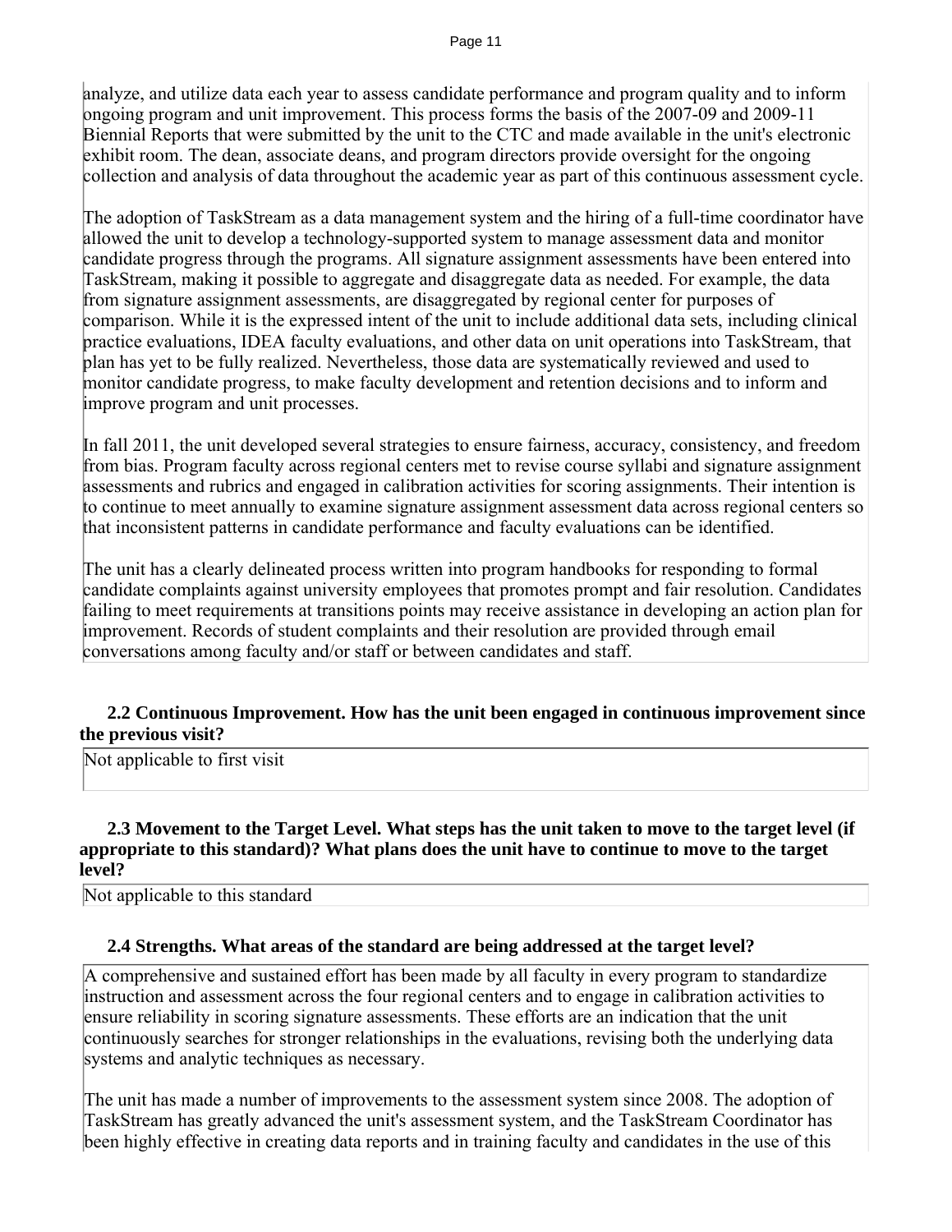analyze, and utilize data each year to assess candidate performance and program quality and to inform ongoing program and unit improvement. This process forms the basis of the 2007-09 and 2009-11 Biennial Reports that were submitted by the unit to the CTC and made available in the unit's electronic exhibit room. The dean, associate deans, and program directors provide oversight for the ongoing collection and analysis of data throughout the academic year as part of this continuous assessment cycle.

The adoption of TaskStream as a data management system and the hiring of a full-time coordinator have allowed the unit to develop a technology-supported system to manage assessment data and monitor candidate progress through the programs. All signature assignment assessments have been entered into TaskStream, making it possible to aggregate and disaggregate data as needed. For example, the data from signature assignment assessments, are disaggregated by regional center for purposes of comparison. While it is the expressed intent of the unit to include additional data sets, including clinical practice evaluations, IDEA faculty evaluations, and other data on unit operations into TaskStream, that plan has yet to be fully realized. Nevertheless, those data are systematically reviewed and used to monitor candidate progress, to make faculty development and retention decisions and to inform and improve program and unit processes.

In fall 2011, the unit developed several strategies to ensure fairness, accuracy, consistency, and freedom from bias. Program faculty across regional centers met to revise course syllabi and signature assignment assessments and rubrics and engaged in calibration activities for scoring assignments. Their intention is to continue to meet annually to examine signature assignment assessment data across regional centers so that inconsistent patterns in candidate performance and faculty evaluations can be identified.

The unit has a clearly delineated process written into program handbooks for responding to formal candidate complaints against university employees that promotes prompt and fair resolution. Candidates failing to meet requirements at transitions points may receive assistance in developing an action plan for improvement. Records of student complaints and their resolution are provided through email conversations among faculty and/or staff or between candidates and staff.

**2.2 Continuous Improvement. How has the unit been engaged in continuous improvement since the previous visit?**

Not applicable to first visit

**2.3 Movement to the Target Level. What steps has the unit taken to move to the target level (if appropriate to this standard)? What plans does the unit have to continue to move to the target level?**

Not applicable to this standard

**2.4 Strengths. What areas of the standard are being addressed at the target level?**

A comprehensive and sustained effort has been made by all faculty in every program to standardize instruction and assessment across the four regional centers and to engage in calibration activities to ensure reliability in scoring signature assessments. These efforts are an indication that the unit continuously searches for stronger relationships in the evaluations, revising both the underlying data systems and analytic techniques as necessary.

The unit has made a number of improvements to the assessment system since 2008. The adoption of TaskStream has greatly advanced the unit's assessment system, and the TaskStream Coordinator has been highly effective in creating data reports and in training faculty and candidates in the use of this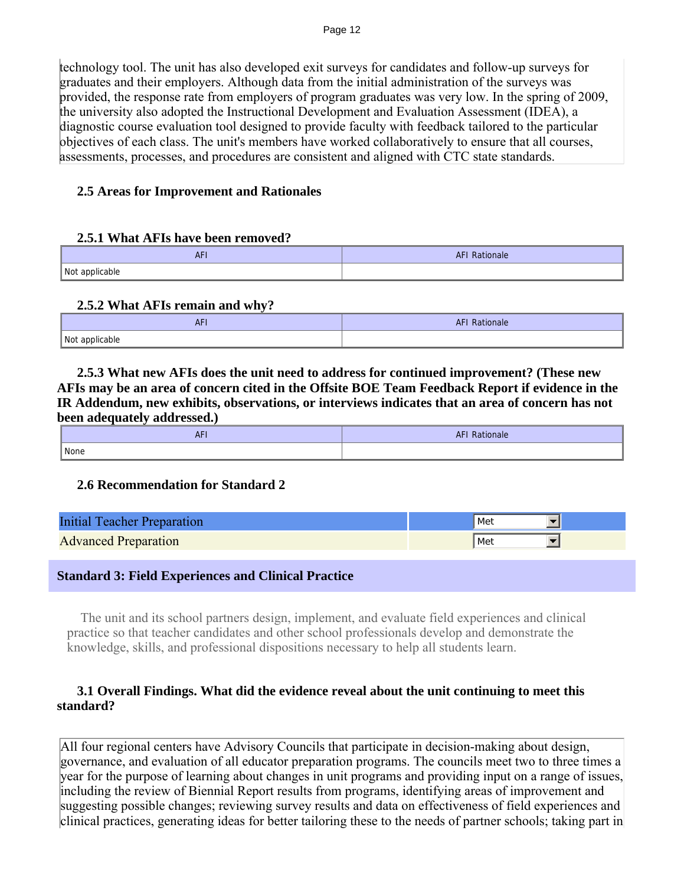technology tool. The unit has also developed exit surveys for candidates and follow-up surveys for graduates and their employers. Although data from the initial administration of the surveys was provided, the response rate from employers of program graduates was very low. In the spring of 2009, the university also adopted the Instructional Development and Evaluation Assessment (IDEA), a diagnostic course evaluation tool designed to provide faculty with feedback tailored to the particular objectives of each class. The unit's members have worked collaboratively to ensure that all courses, assessments, processes, and procedures are consistent and aligned with CTC state standards.

### 2.5 Areas for Improvement and Rationales

#### 2.5.1 What AFIs have been removed?

| AFI | AFI Rationale |
|---|---|
| Not applicable | |

#### 2.5.2 What AFIs remain and why?

| AFI | AFI Rationale |
|---|---|
| Not applicable | |

#### 2.5.3 What new AFIs does the unit need to address for continued improvement? (These new AFIs may be an area of concern cited in the Offsite BOE Team Feedback Report if evidence in the IR Addendum, new exhibits, observations, or interviews indicates that an area of concern has not been adequately addressed.)

| AFI | AFI Rationale |
|---|---|
| None | |

### 2.6 Recommendation for Standard 2

| | |
|---|---|
| Initial Teacher Preparation | Met |
| Advanced Preparation | Met |

## Standard 3: Field Experiences and Clinical Practice

The unit and its school partners design, implement, and evaluate field experiences and clinical practice so that teacher candidates and other school professionals develop and demonstrate the knowledge, skills, and professional dispositions necessary to help all students learn.

### 3.1 Overall Findings. What did the evidence reveal about the unit continuing to meet this standard?

All four regional centers have Advisory Councils that participate in decision-making about design, governance, and evaluation of all educator preparation programs. The councils meet two to three times a year for the purpose of learning about changes in unit programs and providing input on a range of issues, including the review of Biennial Report results from programs, identifying areas of improvement and suggesting possible changes; reviewing survey results and data on effectiveness of field experiences and clinical practices, generating ideas for better tailoring these to the needs of partner schools; taking part in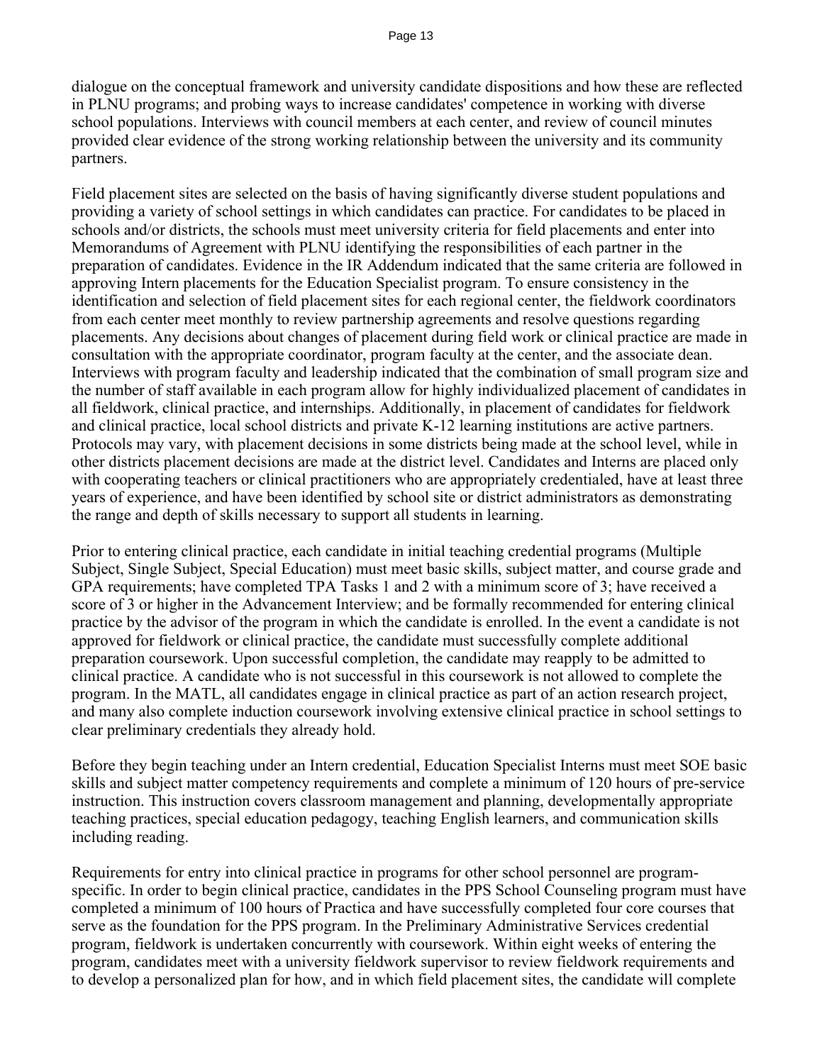dialogue on the conceptual framework and university candidate dispositions and how these are reflected in PLNU programs; and probing ways to increase candidates' competence in working with diverse school populations. Interviews with council members at each center, and review of council minutes provided clear evidence of the strong working relationship between the university and its community partners.

Field placement sites are selected on the basis of having significantly diverse student populations and providing a variety of school settings in which candidates can practice. For candidates to be placed in schools and/or districts, the schools must meet university criteria for field placements and enter into Memorandums of Agreement with PLNU identifying the responsibilities of each partner in the preparation of candidates. Evidence in the IR Addendum indicated that the same criteria are followed in approving Intern placements for the Education Specialist program. To ensure consistency in the identification and selection of field placement sites for each regional center, the fieldwork coordinators from each center meet monthly to review partnership agreements and resolve questions regarding placements. Any decisions about changes of placement during field work or clinical practice are made in consultation with the appropriate coordinator, program faculty at the center, and the associate dean. Interviews with program faculty and leadership indicated that the combination of small program size and the number of staff available in each program allow for highly individualized placement of candidates in all fieldwork, clinical practice, and internships. Additionally, in placement of candidates for fieldwork and clinical practice, local school districts and private K-12 learning institutions are active partners. Protocols may vary, with placement decisions in some districts being made at the school level, while in other districts placement decisions are made at the district level. Candidates and Interns are placed only with cooperating teachers or clinical practitioners who are appropriately credentialed, have at least three years of experience, and have been identified by school site or district administrators as demonstrating the range and depth of skills necessary to support all students in learning.

Prior to entering clinical practice, each candidate in initial teaching credential programs (Multiple Subject, Single Subject, Special Education) must meet basic skills, subject matter, and course grade and GPA requirements; have completed TPA Tasks 1 and 2 with a minimum score of 3; have received a score of 3 or higher in the Advancement Interview; and be formally recommended for entering clinical practice by the advisor of the program in which the candidate is enrolled. In the event a candidate is not approved for fieldwork or clinical practice, the candidate must successfully complete additional preparation coursework. Upon successful completion, the candidate may reapply to be admitted to clinical practice. A candidate who is not successful in this coursework is not allowed to complete the program. In the MATL, all candidates engage in clinical practice as part of an action research project, and many also complete induction coursework involving extensive clinical practice in school settings to clear preliminary credentials they already hold.

Before they begin teaching under an Intern credential, Education Specialist Interns must meet SOE basic skills and subject matter competency requirements and complete a minimum of 120 hours of pre-service instruction. This instruction covers classroom management and planning, developmentally appropriate teaching practices, special education pedagogy, teaching English learners, and communication skills including reading.

Requirements for entry into clinical practice in programs for other school personnel are program-specific. In order to begin clinical practice, candidates in the PPS School Counseling program must have completed a minimum of 100 hours of Practica and have successfully completed four core courses that serve as the foundation for the PPS program. In the Preliminary Administrative Services credential program, fieldwork is undertaken concurrently with coursework. Within eight weeks of entering the program, candidates meet with a university fieldwork supervisor to review fieldwork requirements and to develop a personalized plan for how, and in which field placement sites, the candidate will complete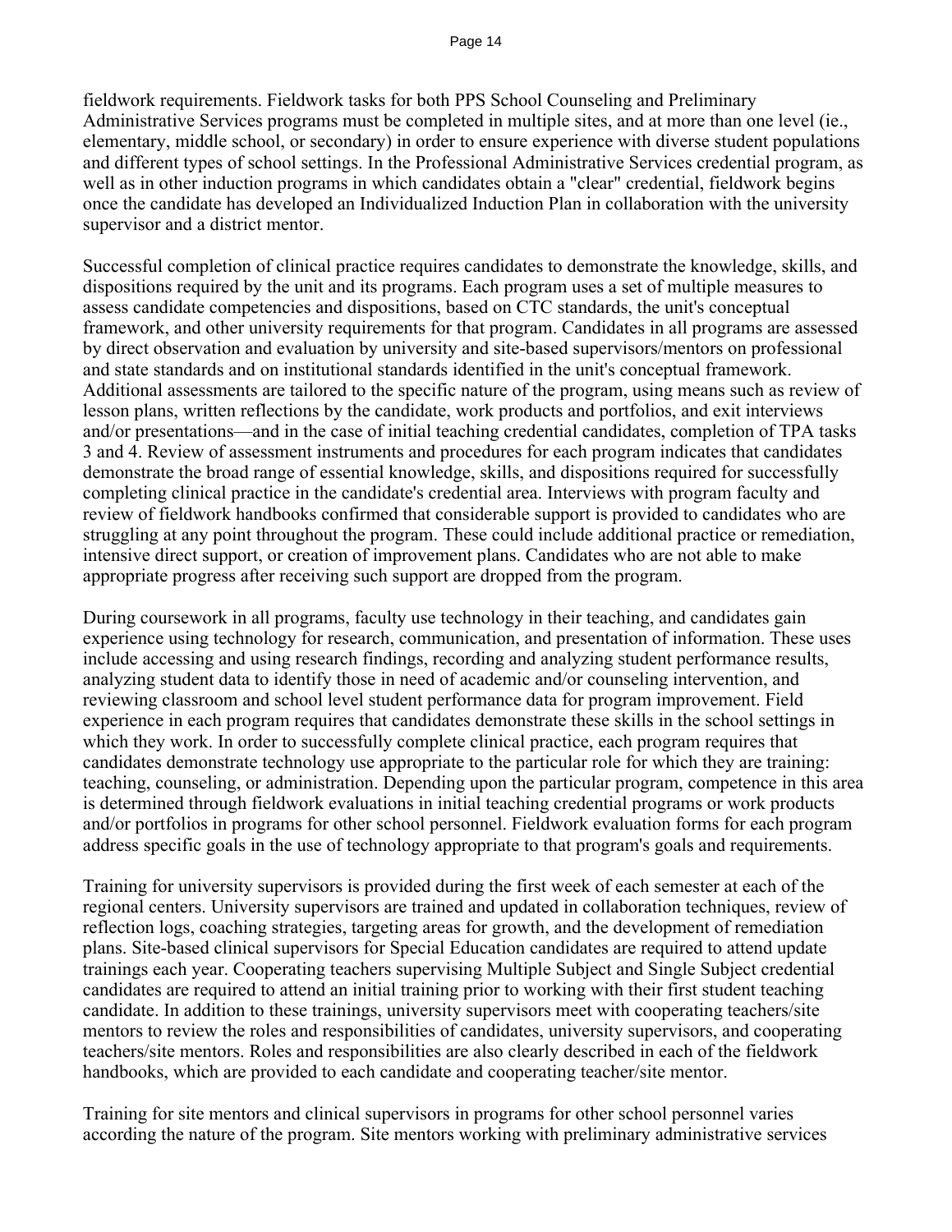fieldwork requirements. Fieldwork tasks for both PPS School Counseling and Preliminary Administrative Services programs must be completed in multiple sites, and at more than one level (ie., elementary, middle school, or secondary) in order to ensure experience with diverse student populations and different types of school settings. In the Professional Administrative Services credential program, as well as in other induction programs in which candidates obtain a "clear" credential, fieldwork begins once the candidate has developed an Individualized Induction Plan in collaboration with the university supervisor and a district mentor.

Successful completion of clinical practice requires candidates to demonstrate the knowledge, skills, and dispositions required by the unit and its programs. Each program uses a set of multiple measures to assess candidate competencies and dispositions, based on CTC standards, the unit's conceptual framework, and other university requirements for that program. Candidates in all programs are assessed by direct observation and evaluation by university and site-based supervisors/mentors on professional and state standards and on institutional standards identified in the unit's conceptual framework. Additional assessments are tailored to the specific nature of the program, using means such as review of lesson plans, written reflections by the candidate, work products and portfolios, and exit interviews and/or presentations—and in the case of initial teaching credential candidates, completion of TPA tasks 3 and 4. Review of assessment instruments and procedures for each program indicates that candidates demonstrate the broad range of essential knowledge, skills, and dispositions required for successfully completing clinical practice in the candidate's credential area. Interviews with program faculty and review of fieldwork handbooks confirmed that considerable support is provided to candidates who are struggling at any point throughout the program. These could include additional practice or remediation, intensive direct support, or creation of improvement plans. Candidates who are not able to make appropriate progress after receiving such support are dropped from the program.

During coursework in all programs, faculty use technology in their teaching, and candidates gain experience using technology for research, communication, and presentation of information. These uses include accessing and using research findings, recording and analyzing student performance results, analyzing student data to identify those in need of academic and/or counseling intervention, and reviewing classroom and school level student performance data for program improvement. Field experience in each program requires that candidates demonstrate these skills in the school settings in which they work. In order to successfully complete clinical practice, each program requires that candidates demonstrate technology use appropriate to the particular role for which they are training: teaching, counseling, or administration. Depending upon the particular program, competence in this area is determined through fieldwork evaluations in initial teaching credential programs or work products and/or portfolios in programs for other school personnel. Fieldwork evaluation forms for each program address specific goals in the use of technology appropriate to that program's goals and requirements.

Training for university supervisors is provided during the first week of each semester at each of the regional centers. University supervisors are trained and updated in collaboration techniques, review of reflection logs, coaching strategies, targeting areas for growth, and the development of remediation plans. Site-based clinical supervisors for Special Education candidates are required to attend update trainings each year. Cooperating teachers supervising Multiple Subject and Single Subject credential candidates are required to attend an initial training prior to working with their first student teaching candidate. In addition to these trainings, university supervisors meet with cooperating teachers/site mentors to review the roles and responsibilities of candidates, university supervisors, and cooperating teachers/site mentors. Roles and responsibilities are also clearly described in each of the fieldwork handbooks, which are provided to each candidate and cooperating teacher/site mentor.

Training for site mentors and clinical supervisors in programs for other school personnel varies according the nature of the program. Site mentors working with preliminary administrative services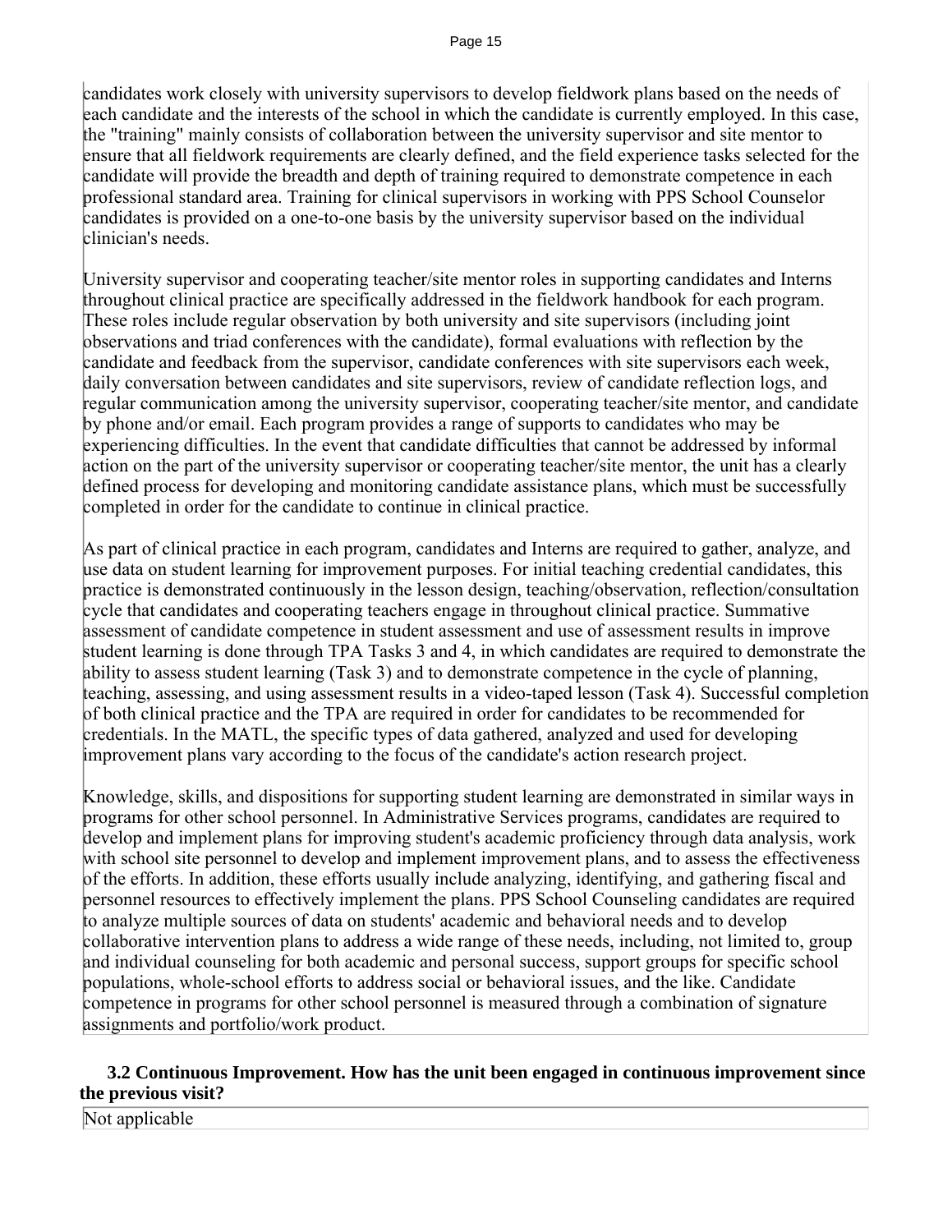candidates work closely with university supervisors to develop fieldwork plans based on the needs of each candidate and the interests of the school in which the candidate is currently employed. In this case, the "training" mainly consists of collaboration between the university supervisor and site mentor to ensure that all fieldwork requirements are clearly defined, and the field experience tasks selected for the candidate will provide the breadth and depth of training required to demonstrate competence in each professional standard area. Training for clinical supervisors in working with PPS School Counselor candidates is provided on a one-to-one basis by the university supervisor based on the individual clinician's needs.

University supervisor and cooperating teacher/site mentor roles in supporting candidates and Interns throughout clinical practice are specifically addressed in the fieldwork handbook for each program. These roles include regular observation by both university and site supervisors (including joint observations and triad conferences with the candidate), formal evaluations with reflection by the candidate and feedback from the supervisor, candidate conferences with site supervisors each week, daily conversation between candidates and site supervisors, review of candidate reflection logs, and regular communication among the university supervisor, cooperating teacher/site mentor, and candidate by phone and/or email. Each program provides a range of supports to candidates who may be experiencing difficulties. In the event that candidate difficulties that cannot be addressed by informal action on the part of the university supervisor or cooperating teacher/site mentor, the unit has a clearly defined process for developing and monitoring candidate assistance plans, which must be successfully completed in order for the candidate to continue in clinical practice.

As part of clinical practice in each program, candidates and Interns are required to gather, analyze, and use data on student learning for improvement purposes. For initial teaching credential candidates, this practice is demonstrated continuously in the lesson design, teaching/observation, reflection/consultation cycle that candidates and cooperating teachers engage in throughout clinical practice. Summative assessment of candidate competence in student assessment and use of assessment results in improve student learning is done through TPA Tasks 3 and 4, in which candidates are required to demonstrate the ability to assess student learning (Task 3) and to demonstrate competence in the cycle of planning, teaching, assessing, and using assessment results in a video-taped lesson (Task 4). Successful completion of both clinical practice and the TPA are required in order for candidates to be recommended for credentials. In the MATL, the specific types of data gathered, analyzed and used for developing improvement plans vary according to the focus of the candidate's action research project.

Knowledge, skills, and dispositions for supporting student learning are demonstrated in similar ways in programs for other school personnel. In Administrative Services programs, candidates are required to develop and implement plans for improving student's academic proficiency through data analysis, work with school site personnel to develop and implement improvement plans, and to assess the effectiveness of the efforts. In addition, these efforts usually include analyzing, identifying, and gathering fiscal and personnel resources to effectively implement the plans. PPS School Counseling candidates are required to analyze multiple sources of data on students' academic and behavioral needs and to develop collaborative intervention plans to address a wide range of these needs, including, not limited to, group and individual counseling for both academic and personal success, support groups for specific school populations, whole-school efforts to address social or behavioral issues, and the like. Candidate competence in programs for other school personnel is measured through a combination of signature assignments and portfolio/work product.

**3.2 Continuous Improvement. How has the unit been engaged in continuous improvement since the previous visit?**

Not applicable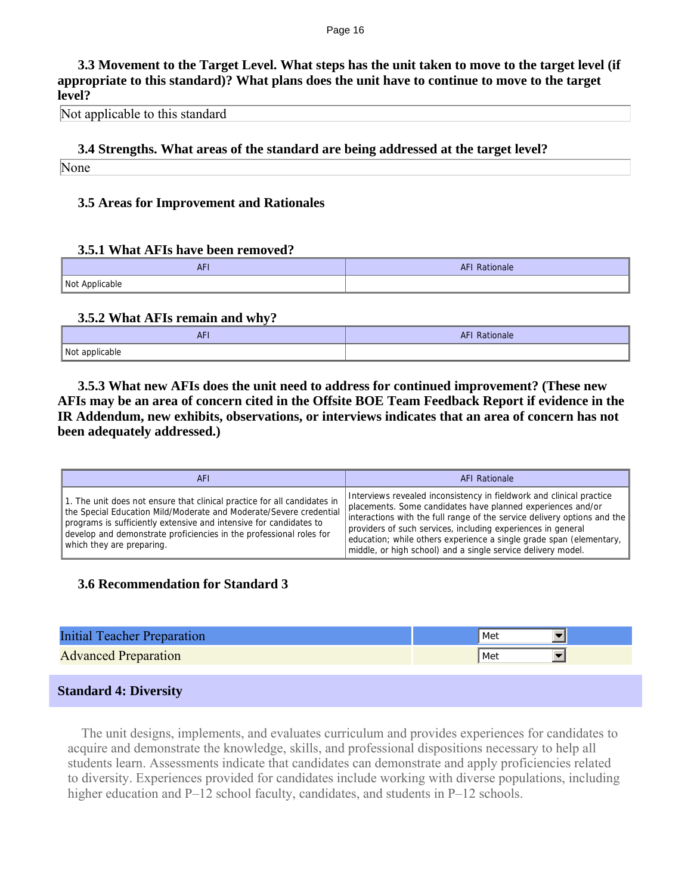### 3.3 Movement to the Target Level. What steps has the unit taken to move to the target level (if appropriate to this standard)? What plans does the unit have to continue to move to the target level?

Not applicable to this standard

### 3.4 Strengths. What areas of the standard are being addressed at the target level?

None

### 3.5 Areas for Improvement and Rationales

#### 3.5.1 What AFIs have been removed?

| AFI | AFI Rationale |
|---|---|
| Not Applicable | |

#### 3.5.2 What AFIs remain and why?

| AFI | AFI Rationale |
|---|---|
| Not applicable | |

#### 3.5.3 What new AFIs does the unit need to address for continued improvement? (These new AFIs may be an area of concern cited in the Offsite BOE Team Feedback Report if evidence in the IR Addendum, new exhibits, observations, or interviews indicates that an area of concern has not been adequately addressed.)

| AFI | AFI Rationale |
|---|---|
| 1. The unit does not ensure that clinical practice for all candidates in the Special Education Mild/Moderate and Moderate/Severe credential programs is sufficiently extensive and intensive for candidates to develop and demonstrate proficiencies in the professional roles for which they are preparing. | Interviews revealed inconsistency in fieldwork and clinical practice placements. Some candidates have planned experiences and/or interactions with the full range of the service delivery options and the providers of such services, including experiences in general education; while others experience a single grade span (elementary, middle, or high school) and a single service delivery model. |

### 3.6 Recommendation for Standard 3

| | |
|---|---|
| Initial Teacher Preparation | Met |
| Advanced Preparation | Met |

## Standard 4: Diversity

The unit designs, implements, and evaluates curriculum and provides experiences for candidates to acquire and demonstrate the knowledge, skills, and professional dispositions necessary to help all students learn. Assessments indicate that candidates can demonstrate and apply proficiencies related to diversity. Experiences provided for candidates include working with diverse populations, including higher education and P–12 school faculty, candidates, and students in P–12 schools.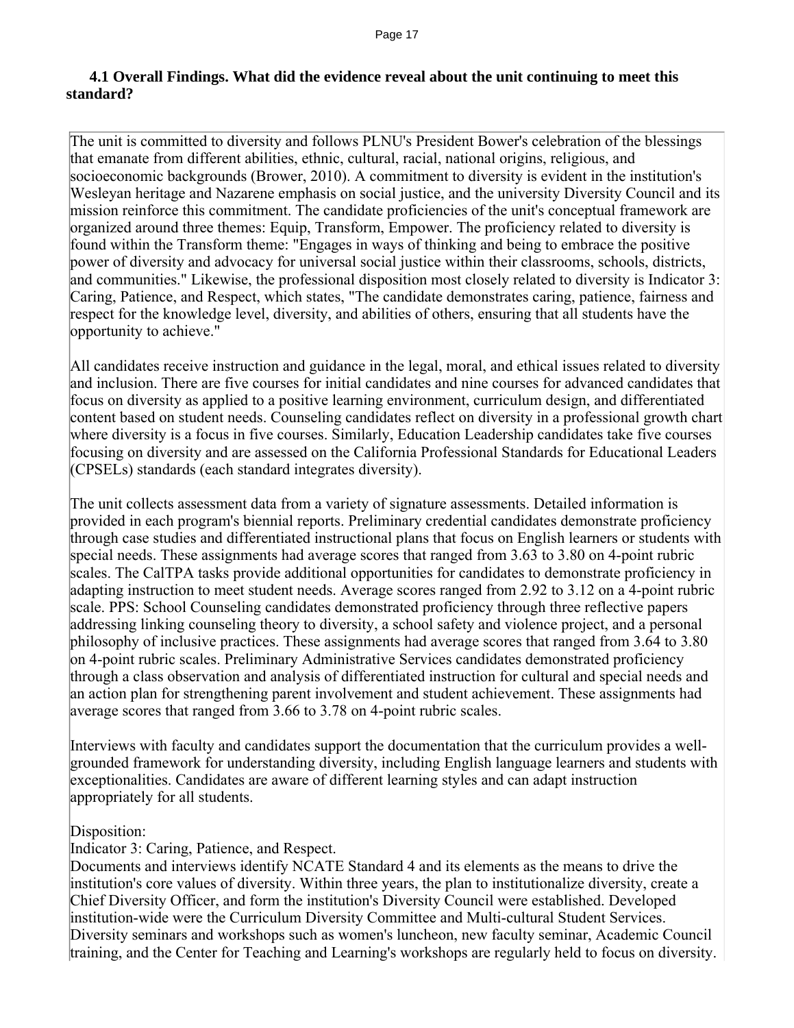### 4.1 Overall Findings. What did the evidence reveal about the unit continuing to meet this standard?

The unit is committed to diversity and follows PLNU's President Bower's celebration of the blessings that emanate from different abilities, ethnic, cultural, racial, national origins, religious, and socioeconomic backgrounds (Brower, 2010). A commitment to diversity is evident in the institution's Wesleyan heritage and Nazarene emphasis on social justice, and the university Diversity Council and its mission reinforce this commitment. The candidate proficiencies of the unit's conceptual framework are organized around three themes: Equip, Transform, Empower. The proficiency related to diversity is found within the Transform theme: "Engages in ways of thinking and being to embrace the positive power of diversity and advocacy for universal social justice within their classrooms, schools, districts, and communities." Likewise, the professional disposition most closely related to diversity is Indicator 3: Caring, Patience, and Respect, which states, "The candidate demonstrates caring, patience, fairness and respect for the knowledge level, diversity, and abilities of others, ensuring that all students have the opportunity to achieve."

All candidates receive instruction and guidance in the legal, moral, and ethical issues related to diversity and inclusion. There are five courses for initial candidates and nine courses for advanced candidates that focus on diversity as applied to a positive learning environment, curriculum design, and differentiated content based on student needs. Counseling candidates reflect on diversity in a professional growth chart where diversity is a focus in five courses. Similarly, Education Leadership candidates take five courses focusing on diversity and are assessed on the California Professional Standards for Educational Leaders (CPSELs) standards (each standard integrates diversity).

The unit collects assessment data from a variety of signature assessments. Detailed information is provided in each program's biennial reports. Preliminary credential candidates demonstrate proficiency through case studies and differentiated instructional plans that focus on English learners or students with special needs. These assignments had average scores that ranged from 3.63 to 3.80 on 4-point rubric scales. The CalTPA tasks provide additional opportunities for candidates to demonstrate proficiency in adapting instruction to meet student needs. Average scores ranged from 2.92 to 3.12 on a 4-point rubric scale. PPS: School Counseling candidates demonstrated proficiency through three reflective papers addressing linking counseling theory to diversity, a school safety and violence project, and a personal philosophy of inclusive practices. These assignments had average scores that ranged from 3.64 to 3.80 on 4-point rubric scales. Preliminary Administrative Services candidates demonstrated proficiency through a class observation and analysis of differentiated instruction for cultural and special needs and an action plan for strengthening parent involvement and student achievement. These assignments had average scores that ranged from 3.66 to 3.78 on 4-point rubric scales.

Interviews with faculty and candidates support the documentation that the curriculum provides a well-grounded framework for understanding diversity, including English language learners and students with exceptionalities. Candidates are aware of different learning styles and can adapt instruction appropriately for all students.

Disposition:
Indicator 3: Caring, Patience, and Respect.
Documents and interviews identify NCATE Standard 4 and its elements as the means to drive the institution's core values of diversity. Within three years, the plan to institutionalize diversity, create a Chief Diversity Officer, and form the institution's Diversity Council were established. Developed institution-wide were the Curriculum Diversity Committee and Multi-cultural Student Services. Diversity seminars and workshops such as women's luncheon, new faculty seminar, Academic Council training, and the Center for Teaching and Learning's workshops are regularly held to focus on diversity.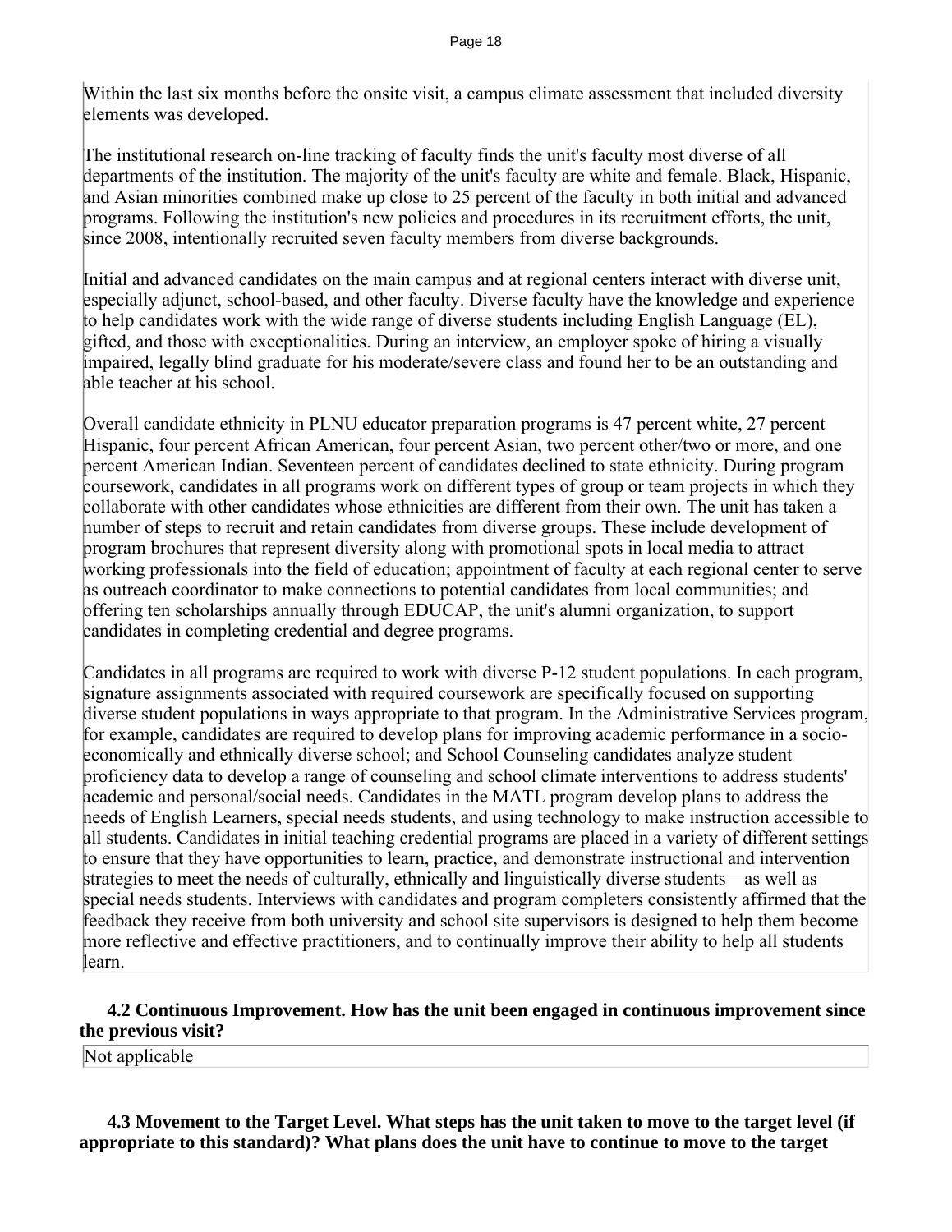Within the last six months before the onsite visit, a campus climate assessment that included diversity elements was developed.

The institutional research on-line tracking of faculty finds the unit's faculty most diverse of all departments of the institution. The majority of the unit's faculty are white and female. Black, Hispanic, and Asian minorities combined make up close to 25 percent of the faculty in both initial and advanced programs. Following the institution's new policies and procedures in its recruitment efforts, the unit, since 2008, intentionally recruited seven faculty members from diverse backgrounds.

Initial and advanced candidates on the main campus and at regional centers interact with diverse unit, especially adjunct, school-based, and other faculty. Diverse faculty have the knowledge and experience to help candidates work with the wide range of diverse students including English Language (EL), gifted, and those with exceptionalities. During an interview, an employer spoke of hiring a visually impaired, legally blind graduate for his moderate/severe class and found her to be an outstanding and able teacher at his school.

Overall candidate ethnicity in PLNU educator preparation programs is 47 percent white, 27 percent Hispanic, four percent African American, four percent Asian, two percent other/two or more, and one percent American Indian. Seventeen percent of candidates declined to state ethnicity. During program coursework, candidates in all programs work on different types of group or team projects in which they collaborate with other candidates whose ethnicities are different from their own. The unit has taken a number of steps to recruit and retain candidates from diverse groups. These include development of program brochures that represent diversity along with promotional spots in local media to attract working professionals into the field of education; appointment of faculty at each regional center to serve as outreach coordinator to make connections to potential candidates from local communities; and offering ten scholarships annually through EDUCAP, the unit's alumni organization, to support candidates in completing credential and degree programs.

Candidates in all programs are required to work with diverse P-12 student populations. In each program, signature assignments associated with required coursework are specifically focused on supporting diverse student populations in ways appropriate to that program. In the Administrative Services program, for example, candidates are required to develop plans for improving academic performance in a socio-economically and ethnically diverse school; and School Counseling candidates analyze student proficiency data to develop a range of counseling and school climate interventions to address students' academic and personal/social needs. Candidates in the MATL program develop plans to address the needs of English Learners, special needs students, and using technology to make instruction accessible to all students. Candidates in initial teaching credential programs are placed in a variety of different settings to ensure that they have opportunities to learn, practice, and demonstrate instructional and intervention strategies to meet the needs of culturally, ethnically and linguistically diverse students—as well as special needs students. Interviews with candidates and program completers consistently affirmed that the feedback they receive from both university and school site supervisors is designed to help them become more reflective and effective practitioners, and to continually improve their ability to help all students learn.

**4.2 Continuous Improvement. How has the unit been engaged in continuous improvement since the previous visit?**

Not applicable

**4.3 Movement to the Target Level. What steps has the unit taken to move to the target level (if appropriate to this standard)? What plans does the unit have to continue to move to the target**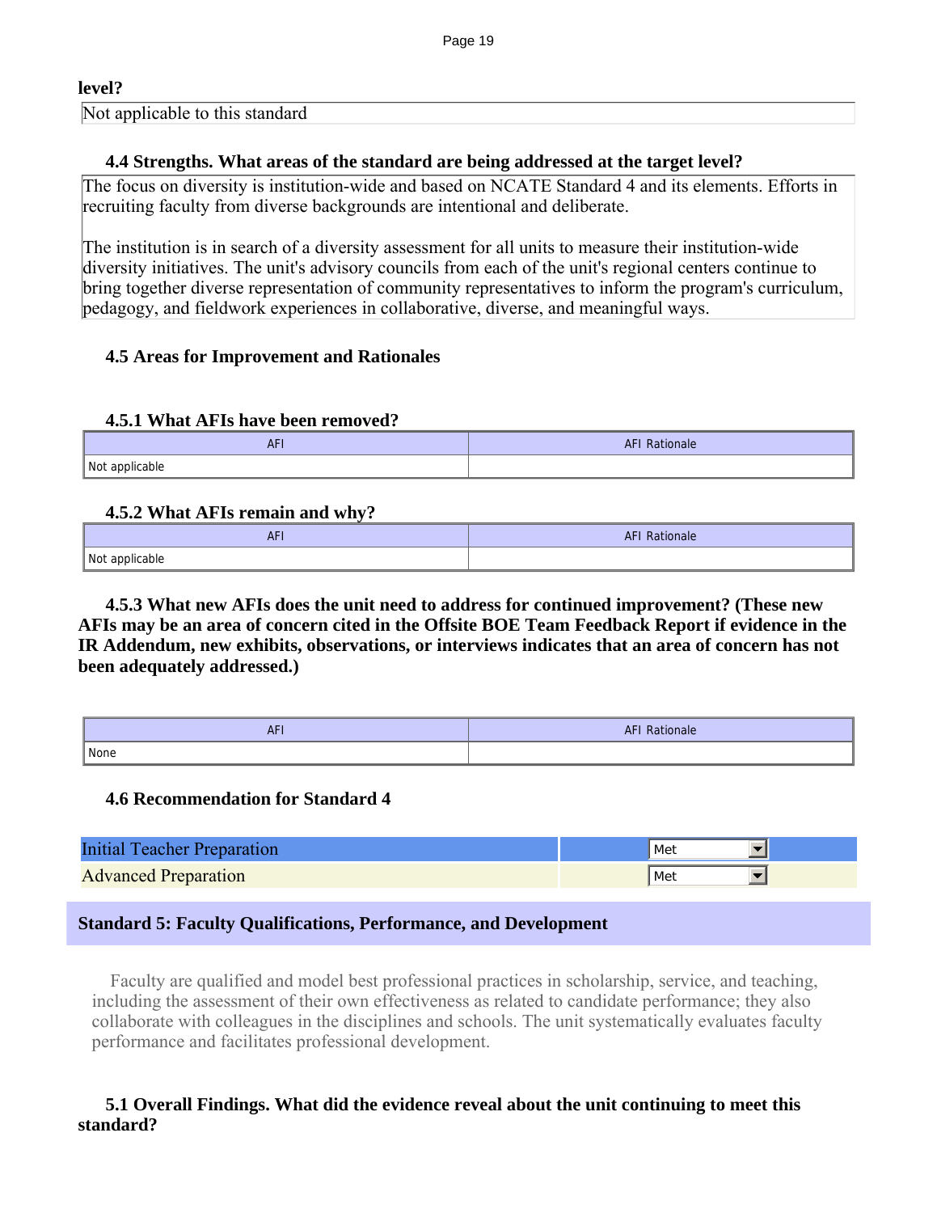**level?**

Not applicable to this standard

### 4.4 Strengths. What areas of the standard are being addressed at the target level?

The focus on diversity is institution-wide and based on NCATE Standard 4 and its elements. Efforts in recruiting faculty from diverse backgrounds are intentional and deliberate.

The institution is in search of a diversity assessment for all units to measure their institution-wide diversity initiatives. The unit's advisory councils from each of the unit's regional centers continue to bring together diverse representation of community representatives to inform the program's curriculum, pedagogy, and fieldwork experiences in collaborative, diverse, and meaningful ways.

### 4.5 Areas for Improvement and Rationales

#### 4.5.1 What AFIs have been removed?

| AFI | AFI Rationale |
|---|---|
| Not applicable | |

#### 4.5.2 What AFIs remain and why?

| AFI | AFI Rationale |
|---|---|
| Not applicable | |

#### 4.5.3 What new AFIs does the unit need to address for continued improvement? (These new AFIs may be an area of concern cited in the Offsite BOE Team Feedback Report if evidence in the IR Addendum, new exhibits, observations, or interviews indicates that an area of concern has not been adequately addressed.)

| AFI | AFI Rationale |
|---|---|
| None | |

### 4.6 Recommendation for Standard 4

| | |
|---|---|
| Initial Teacher Preparation | Met |
| Advanced Preparation | Met |

## Standard 5: Faculty Qualifications, Performance, and Development

Faculty are qualified and model best professional practices in scholarship, service, and teaching, including the assessment of their own effectiveness as related to candidate performance; they also collaborate with colleagues in the disciplines and schools. The unit systematically evaluates faculty performance and facilitates professional development.

### 5.1 Overall Findings. What did the evidence reveal about the unit continuing to meet this standard?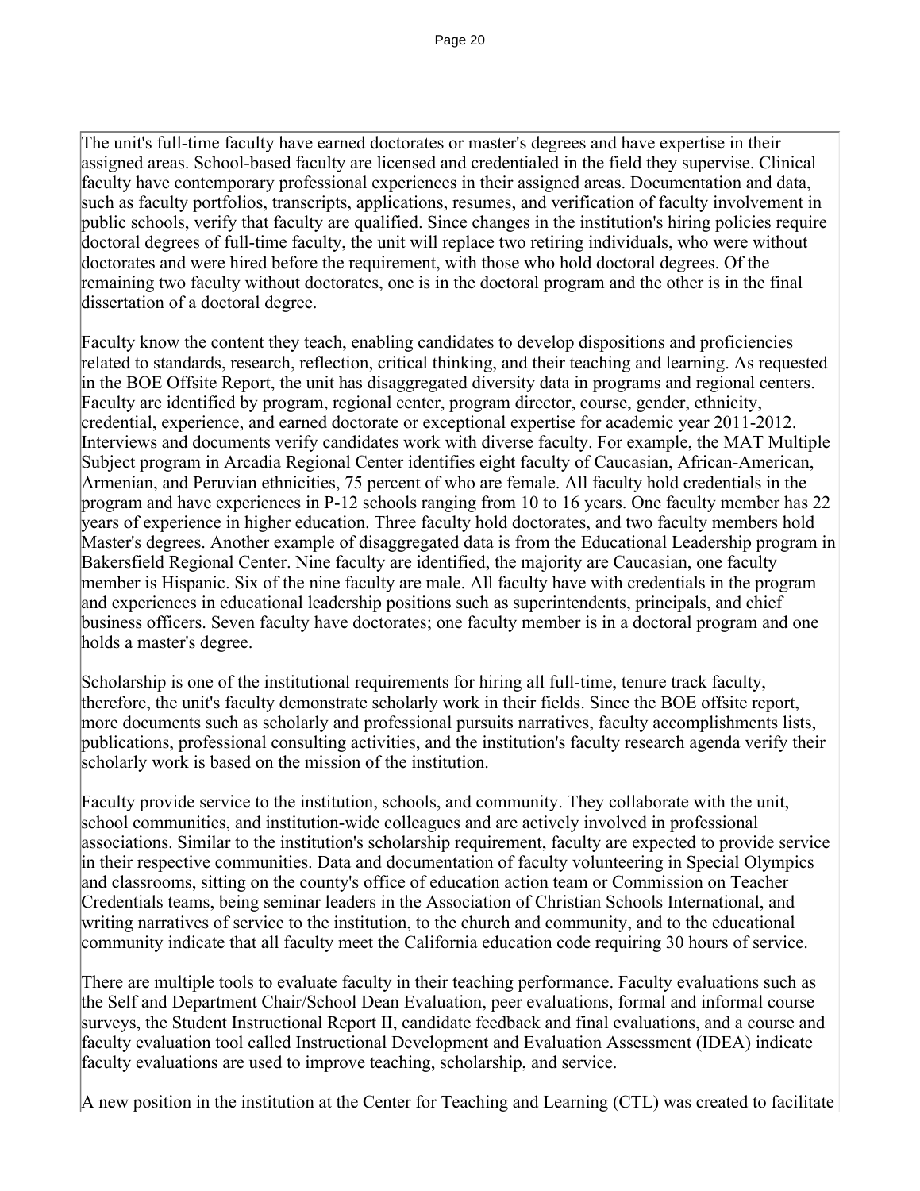The unit's full-time faculty have earned doctorates or master's degrees and have expertise in their assigned areas. School-based faculty are licensed and credentialed in the field they supervise. Clinical faculty have contemporary professional experiences in their assigned areas. Documentation and data, such as faculty portfolios, transcripts, applications, resumes, and verification of faculty involvement in public schools, verify that faculty are qualified. Since changes in the institution's hiring policies require doctoral degrees of full-time faculty, the unit will replace two retiring individuals, who were without doctorates and were hired before the requirement, with those who hold doctoral degrees. Of the remaining two faculty without doctorates, one is in the doctoral program and the other is in the final dissertation of a doctoral degree.

Faculty know the content they teach, enabling candidates to develop dispositions and proficiencies related to standards, research, reflection, critical thinking, and their teaching and learning. As requested in the BOE Offsite Report, the unit has disaggregated diversity data in programs and regional centers. Faculty are identified by program, regional center, program director, course, gender, ethnicity, credential, experience, and earned doctorate or exceptional expertise for academic year 2011-2012. Interviews and documents verify candidates work with diverse faculty. For example, the MAT Multiple Subject program in Arcadia Regional Center identifies eight faculty of Caucasian, African-American, Armenian, and Peruvian ethnicities, 75 percent of who are female. All faculty hold credentials in the program and have experiences in P-12 schools ranging from 10 to 16 years. One faculty member has 22 years of experience in higher education. Three faculty hold doctorates, and two faculty members hold Master's degrees. Another example of disaggregated data is from the Educational Leadership program in Bakersfield Regional Center. Nine faculty are identified, the majority are Caucasian, one faculty member is Hispanic. Six of the nine faculty are male. All faculty have with credentials in the program and experiences in educational leadership positions such as superintendents, principals, and chief business officers. Seven faculty have doctorates; one faculty member is in a doctoral program and one holds a master's degree.

Scholarship is one of the institutional requirements for hiring all full-time, tenure track faculty, therefore, the unit's faculty demonstrate scholarly work in their fields. Since the BOE offsite report, more documents such as scholarly and professional pursuits narratives, faculty accomplishments lists, publications, professional consulting activities, and the institution's faculty research agenda verify their scholarly work is based on the mission of the institution.

Faculty provide service to the institution, schools, and community. They collaborate with the unit, school communities, and institution-wide colleagues and are actively involved in professional associations. Similar to the institution's scholarship requirement, faculty are expected to provide service in their respective communities. Data and documentation of faculty volunteering in Special Olympics and classrooms, sitting on the county's office of education action team or Commission on Teacher Credentials teams, being seminar leaders in the Association of Christian Schools International, and writing narratives of service to the institution, to the church and community, and to the educational community indicate that all faculty meet the California education code requiring 30 hours of service.

There are multiple tools to evaluate faculty in their teaching performance. Faculty evaluations such as the Self and Department Chair/School Dean Evaluation, peer evaluations, formal and informal course surveys, the Student Instructional Report II, candidate feedback and final evaluations, and a course and faculty evaluation tool called Instructional Development and Evaluation Assessment (IDEA) indicate faculty evaluations are used to improve teaching, scholarship, and service.

A new position in the institution at the Center for Teaching and Learning (CTL) was created to facilitate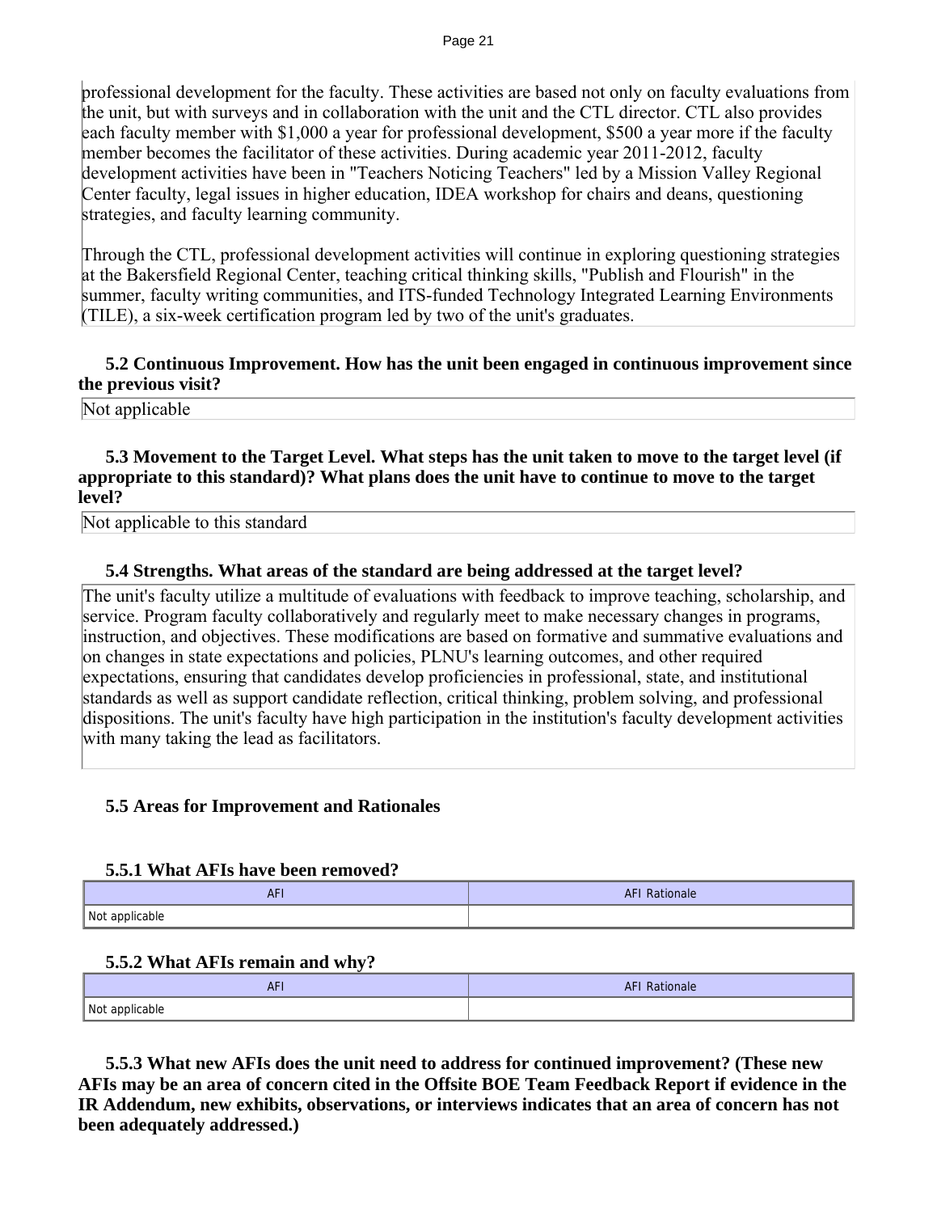professional development for the faculty. These activities are based not only on faculty evaluations from the unit, but with surveys and in collaboration with the unit and the CTL director. CTL also provides each faculty member with $1,000 a year for professional development, $500 a year more if the faculty member becomes the facilitator of these activities. During academic year 2011-2012, faculty development activities have been in "Teachers Noticing Teachers" led by a Mission Valley Regional Center faculty, legal issues in higher education, IDEA workshop for chairs and deans, questioning strategies, and faculty learning community.

Through the CTL, professional development activities will continue in exploring questioning strategies at the Bakersfield Regional Center, teaching critical thinking skills, "Publish and Flourish" in the summer, faculty writing communities, and ITS-funded Technology Integrated Learning Environments (TILE), a six-week certification program led by two of the unit's graduates.

**5.2 Continuous Improvement. How has the unit been engaged in continuous improvement since the previous visit?**

Not applicable

**5.3 Movement to the Target Level. What steps has the unit taken to move to the target level (if appropriate to this standard)? What plans does the unit have to continue to move to the target level?**

Not applicable to this standard

**5.4 Strengths. What areas of the standard are being addressed at the target level?**

The unit's faculty utilize a multitude of evaluations with feedback to improve teaching, scholarship, and service. Program faculty collaboratively and regularly meet to make necessary changes in programs, instruction, and objectives. These modifications are based on formative and summative evaluations and on changes in state expectations and policies, PLNU's learning outcomes, and other required expectations, ensuring that candidates develop proficiencies in professional, state, and institutional standards as well as support candidate reflection, critical thinking, problem solving, and professional dispositions. The unit's faculty have high participation in the institution's faculty development activities with many taking the lead as facilitators.

**5.5 Areas for Improvement and Rationales**

**5.5.1 What AFIs have been removed?**

| AFI | AFI Rationale |
|---|---|
| Not applicable | |

**5.5.2 What AFIs remain and why?**

| AFI | AFI Rationale |
|---|---|
| Not applicable | |

**5.5.3 What new AFIs does the unit need to address for continued improvement? (These new AFIs may be an area of concern cited in the Offsite BOE Team Feedback Report if evidence in the IR Addendum, new exhibits, observations, or interviews indicates that an area of concern has not been adequately addressed.)**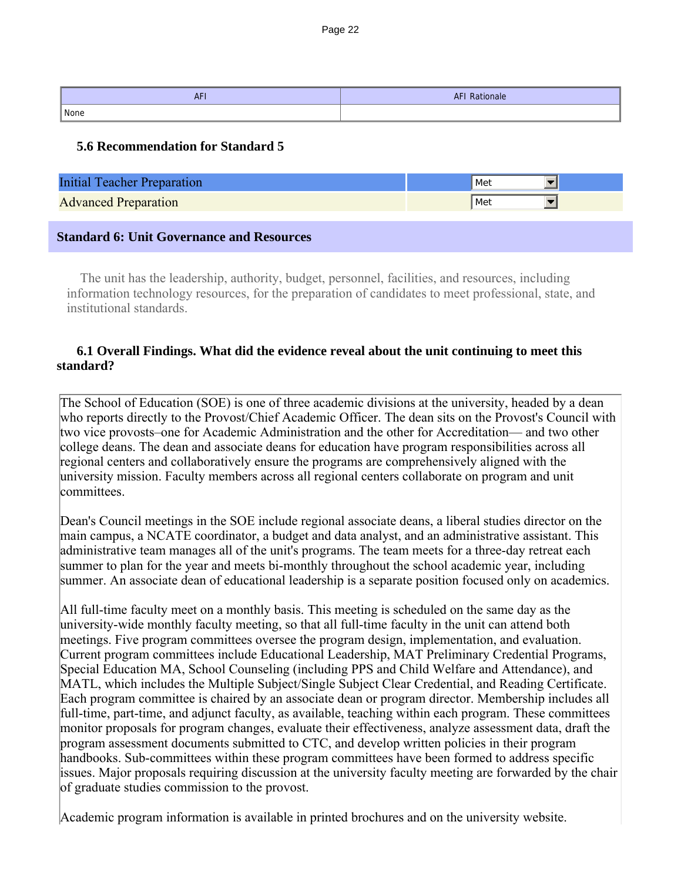| AFI | AFI Rationale |
|---|---|
| None | |

### 5.6 Recommendation for Standard 5

| | |
|---|---|
| Initial Teacher Preparation | Met |
| Advanced Preparation | Met |

## Standard 6: Unit Governance and Resources

The unit has the leadership, authority, budget, personnel, facilities, and resources, including information technology resources, for the preparation of candidates to meet professional, state, and institutional standards.

### 6.1 Overall Findings. What did the evidence reveal about the unit continuing to meet this standard?

The School of Education (SOE) is one of three academic divisions at the university, headed by a dean who reports directly to the Provost/Chief Academic Officer. The dean sits on the Provost's Council with two vice provosts–one for Academic Administration and the other for Accreditation— and two other college deans. The dean and associate deans for education have program responsibilities across all regional centers and collaboratively ensure the programs are comprehensively aligned with the university mission. Faculty members across all regional centers collaborate on program and unit committees.

Dean's Council meetings in the SOE include regional associate deans, a liberal studies director on the main campus, a NCATE coordinator, a budget and data analyst, and an administrative assistant. This administrative team manages all of the unit's programs. The team meets for a three-day retreat each summer to plan for the year and meets bi-monthly throughout the school academic year, including summer. An associate dean of educational leadership is a separate position focused only on academics.

All full-time faculty meet on a monthly basis. This meeting is scheduled on the same day as the university-wide monthly faculty meeting, so that all full-time faculty in the unit can attend both meetings. Five program committees oversee the program design, implementation, and evaluation. Current program committees include Educational Leadership, MAT Preliminary Credential Programs, Special Education MA, School Counseling (including PPS and Child Welfare and Attendance), and MATL, which includes the Multiple Subject/Single Subject Clear Credential, and Reading Certificate. Each program committee is chaired by an associate dean or program director. Membership includes all full-time, part-time, and adjunct faculty, as available, teaching within each program. These committees monitor proposals for program changes, evaluate their effectiveness, analyze assessment data, draft the program assessment documents submitted to CTC, and develop written policies in their program handbooks. Sub-committees within these program committees have been formed to address specific issues. Major proposals requiring discussion at the university faculty meeting are forwarded by the chair of graduate studies commission to the provost.

Academic program information is available in printed brochures and on the university website.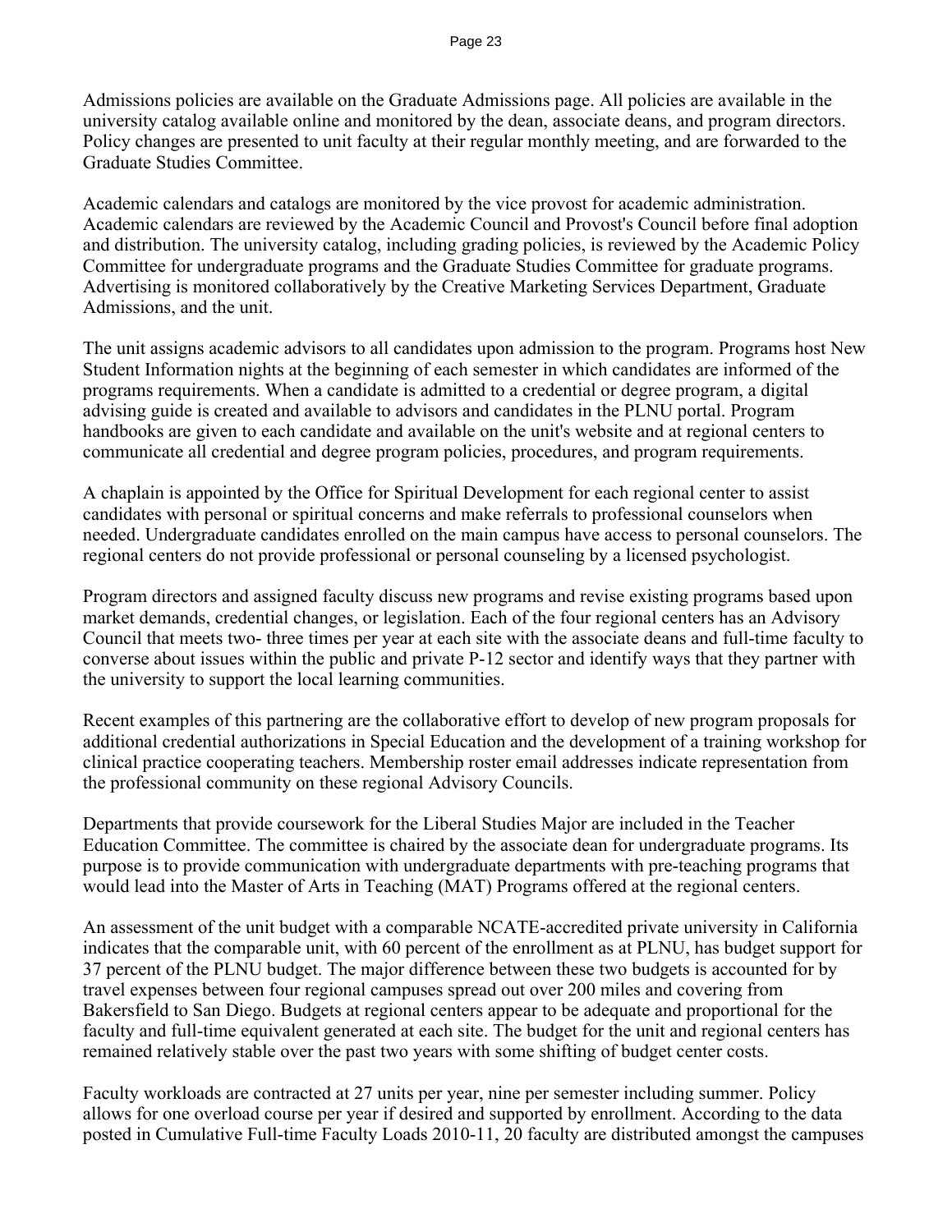Admissions policies are available on the Graduate Admissions page. All policies are available in the university catalog available online and monitored by the dean, associate deans, and program directors. Policy changes are presented to unit faculty at their regular monthly meeting, and are forwarded to the Graduate Studies Committee.

Academic calendars and catalogs are monitored by the vice provost for academic administration. Academic calendars are reviewed by the Academic Council and Provost's Council before final adoption and distribution. The university catalog, including grading policies, is reviewed by the Academic Policy Committee for undergraduate programs and the Graduate Studies Committee for graduate programs. Advertising is monitored collaboratively by the Creative Marketing Services Department, Graduate Admissions, and the unit.

The unit assigns academic advisors to all candidates upon admission to the program. Programs host New Student Information nights at the beginning of each semester in which candidates are informed of the programs requirements. When a candidate is admitted to a credential or degree program, a digital advising guide is created and available to advisors and candidates in the PLNU portal. Program handbooks are given to each candidate and available on the unit's website and at regional centers to communicate all credential and degree program policies, procedures, and program requirements.

A chaplain is appointed by the Office for Spiritual Development for each regional center to assist candidates with personal or spiritual concerns and make referrals to professional counselors when needed. Undergraduate candidates enrolled on the main campus have access to personal counselors. The regional centers do not provide professional or personal counseling by a licensed psychologist.

Program directors and assigned faculty discuss new programs and revise existing programs based upon market demands, credential changes, or legislation. Each of the four regional centers has an Advisory Council that meets two- three times per year at each site with the associate deans and full-time faculty to converse about issues within the public and private P-12 sector and identify ways that they partner with the university to support the local learning communities.

Recent examples of this partnering are the collaborative effort to develop of new program proposals for additional credential authorizations in Special Education and the development of a training workshop for clinical practice cooperating teachers. Membership roster email addresses indicate representation from the professional community on these regional Advisory Councils.

Departments that provide coursework for the Liberal Studies Major are included in the Teacher Education Committee. The committee is chaired by the associate dean for undergraduate programs. Its purpose is to provide communication with undergraduate departments with pre-teaching programs that would lead into the Master of Arts in Teaching (MAT) Programs offered at the regional centers.

An assessment of the unit budget with a comparable NCATE-accredited private university in California indicates that the comparable unit, with 60 percent of the enrollment as at PLNU, has budget support for 37 percent of the PLNU budget. The major difference between these two budgets is accounted for by travel expenses between four regional campuses spread out over 200 miles and covering from Bakersfield to San Diego. Budgets at regional centers appear to be adequate and proportional for the faculty and full-time equivalent generated at each site. The budget for the unit and regional centers has remained relatively stable over the past two years with some shifting of budget center costs.

Faculty workloads are contracted at 27 units per year, nine per semester including summer. Policy allows for one overload course per year if desired and supported by enrollment. According to the data posted in Cumulative Full-time Faculty Loads 2010-11, 20 faculty are distributed amongst the campuses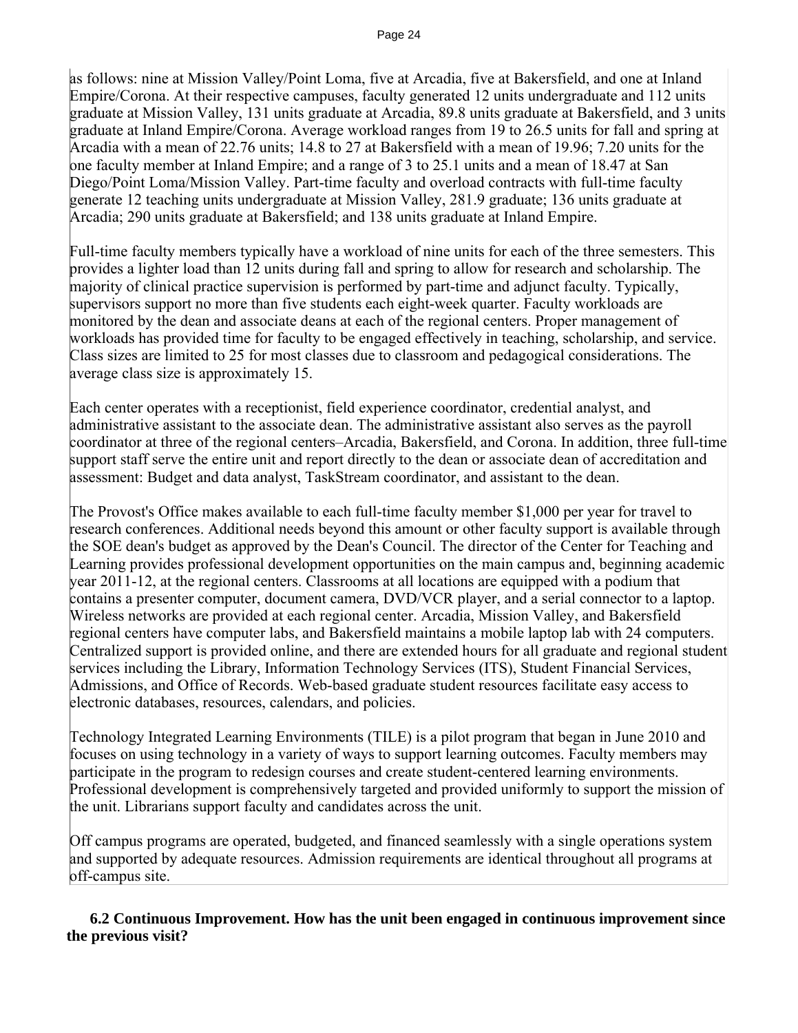as follows: nine at Mission Valley/Point Loma, five at Arcadia, five at Bakersfield, and one at Inland Empire/Corona. At their respective campuses, faculty generated 12 units undergraduate and 112 units graduate at Mission Valley, 131 units graduate at Arcadia, 89.8 units graduate at Bakersfield, and 3 units graduate at Inland Empire/Corona. Average workload ranges from 19 to 26.5 units for fall and spring at Arcadia with a mean of 22.76 units; 14.8 to 27 at Bakersfield with a mean of 19.96; 7.20 units for the one faculty member at Inland Empire; and a range of 3 to 25.1 units and a mean of 18.47 at San Diego/Point Loma/Mission Valley. Part-time faculty and overload contracts with full-time faculty generate 12 teaching units undergraduate at Mission Valley, 281.9 graduate; 136 units graduate at Arcadia; 290 units graduate at Bakersfield; and 138 units graduate at Inland Empire.

Full-time faculty members typically have a workload of nine units for each of the three semesters. This provides a lighter load than 12 units during fall and spring to allow for research and scholarship. The majority of clinical practice supervision is performed by part-time and adjunct faculty. Typically, supervisors support no more than five students each eight-week quarter. Faculty workloads are monitored by the dean and associate deans at each of the regional centers. Proper management of workloads has provided time for faculty to be engaged effectively in teaching, scholarship, and service. Class sizes are limited to 25 for most classes due to classroom and pedagogical considerations. The average class size is approximately 15.

Each center operates with a receptionist, field experience coordinator, credential analyst, and administrative assistant to the associate dean. The administrative assistant also serves as the payroll coordinator at three of the regional centers–Arcadia, Bakersfield, and Corona. In addition, three full-time support staff serve the entire unit and report directly to the dean or associate dean of accreditation and assessment: Budget and data analyst, TaskStream coordinator, and assistant to the dean.

The Provost's Office makes available to each full-time faculty member $1,000 per year for travel to research conferences. Additional needs beyond this amount or other faculty support is available through the SOE dean's budget as approved by the Dean's Council. The director of the Center for Teaching and Learning provides professional development opportunities on the main campus and, beginning academic year 2011-12, at the regional centers. Classrooms at all locations are equipped with a podium that contains a presenter computer, document camera, DVD/VCR player, and a serial connector to a laptop. Wireless networks are provided at each regional center. Arcadia, Mission Valley, and Bakersfield regional centers have computer labs, and Bakersfield maintains a mobile laptop lab with 24 computers. Centralized support is provided online, and there are extended hours for all graduate and regional student services including the Library, Information Technology Services (ITS), Student Financial Services, Admissions, and Office of Records. Web-based graduate student resources facilitate easy access to electronic databases, resources, calendars, and policies.

Technology Integrated Learning Environments (TILE) is a pilot program that began in June 2010 and focuses on using technology in a variety of ways to support learning outcomes. Faculty members may participate in the program to redesign courses and create student-centered learning environments. Professional development is comprehensively targeted and provided uniformly to support the mission of the unit. Librarians support faculty and candidates across the unit.

Off campus programs are operated, budgeted, and financed seamlessly with a single operations system and supported by adequate resources. Admission requirements are identical throughout all programs at off-campus site.

**6.2 Continuous Improvement. How has the unit been engaged in continuous improvement since the previous visit?**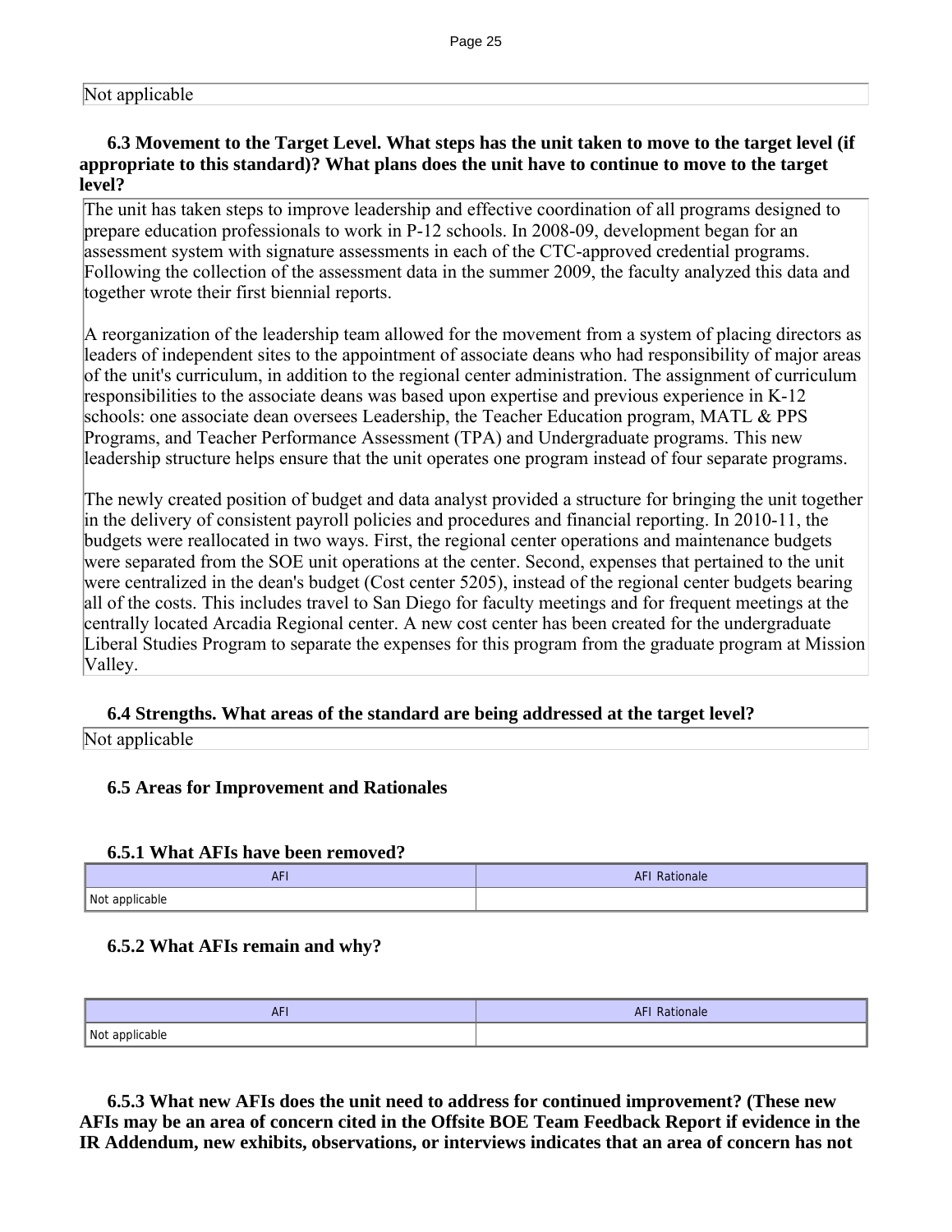Not applicable

### 6.3 Movement to the Target Level. What steps has the unit taken to move to the target level (if appropriate to this standard)? What plans does the unit have to continue to move to the target level?

The unit has taken steps to improve leadership and effective coordination of all programs designed to prepare education professionals to work in P-12 schools. In 2008-09, development began for an assessment system with signature assessments in each of the CTC-approved credential programs. Following the collection of the assessment data in the summer 2009, the faculty analyzed this data and together wrote their first biennial reports.

A reorganization of the leadership team allowed for the movement from a system of placing directors as leaders of independent sites to the appointment of associate deans who had responsibility of major areas of the unit's curriculum, in addition to the regional center administration. The assignment of curriculum responsibilities to the associate deans was based upon expertise and previous experience in K-12 schools: one associate dean oversees Leadership, the Teacher Education program, MATL & PPS Programs, and Teacher Performance Assessment (TPA) and Undergraduate programs. This new leadership structure helps ensure that the unit operates one program instead of four separate programs.

The newly created position of budget and data analyst provided a structure for bringing the unit together in the delivery of consistent payroll policies and procedures and financial reporting. In 2010-11, the budgets were reallocated in two ways. First, the regional center operations and maintenance budgets were separated from the SOE unit operations at the center. Second, expenses that pertained to the unit were centralized in the dean's budget (Cost center 5205), instead of the regional center budgets bearing all of the costs. This includes travel to San Diego for faculty meetings and for frequent meetings at the centrally located Arcadia Regional center. A new cost center has been created for the undergraduate Liberal Studies Program to separate the expenses for this program from the graduate program at Mission Valley.

### 6.4 Strengths. What areas of the standard are being addressed at the target level?

Not applicable

### 6.5 Areas for Improvement and Rationales

#### 6.5.1 What AFIs have been removed?

| AFI | AFI Rationale |
|---|---|
| Not applicable | |

#### 6.5.2 What AFIs remain and why?

| AFI | AFI Rationale |
|---|---|
| Not applicable | |

#### 6.5.3 What new AFIs does the unit need to address for continued improvement? (These new AFIs may be an area of concern cited in the Offsite BOE Team Feedback Report if evidence in the IR Addendum, new exhibits, observations, or interviews indicates that an area of concern has not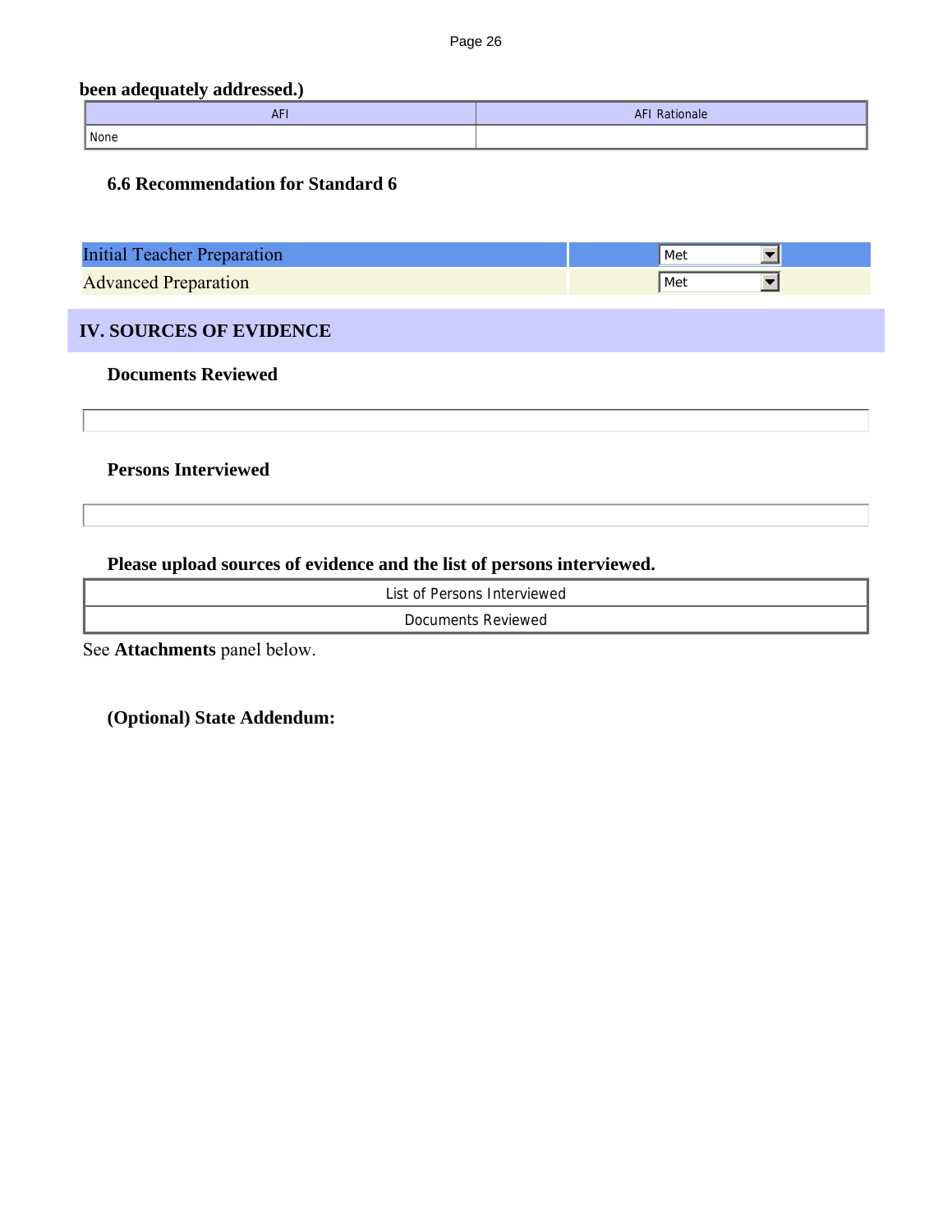**been adequately addressed.)**

| AFI | AFI Rationale |
| --- | --- |
| None | |

### 6.6 Recommendation for Standard 6

| | |
| --- | --- |
| Initial Teacher Preparation | Met |
| Advanced Preparation | Met |

## IV. SOURCES OF EVIDENCE

### Documents Reviewed

### Persons Interviewed

### Please upload sources of evidence and the list of persons interviewed.

| |
| --- |
| List of Persons Interviewed |
| Documents Reviewed |

See **Attachments** panel below.

### (Optional) State Addendum: